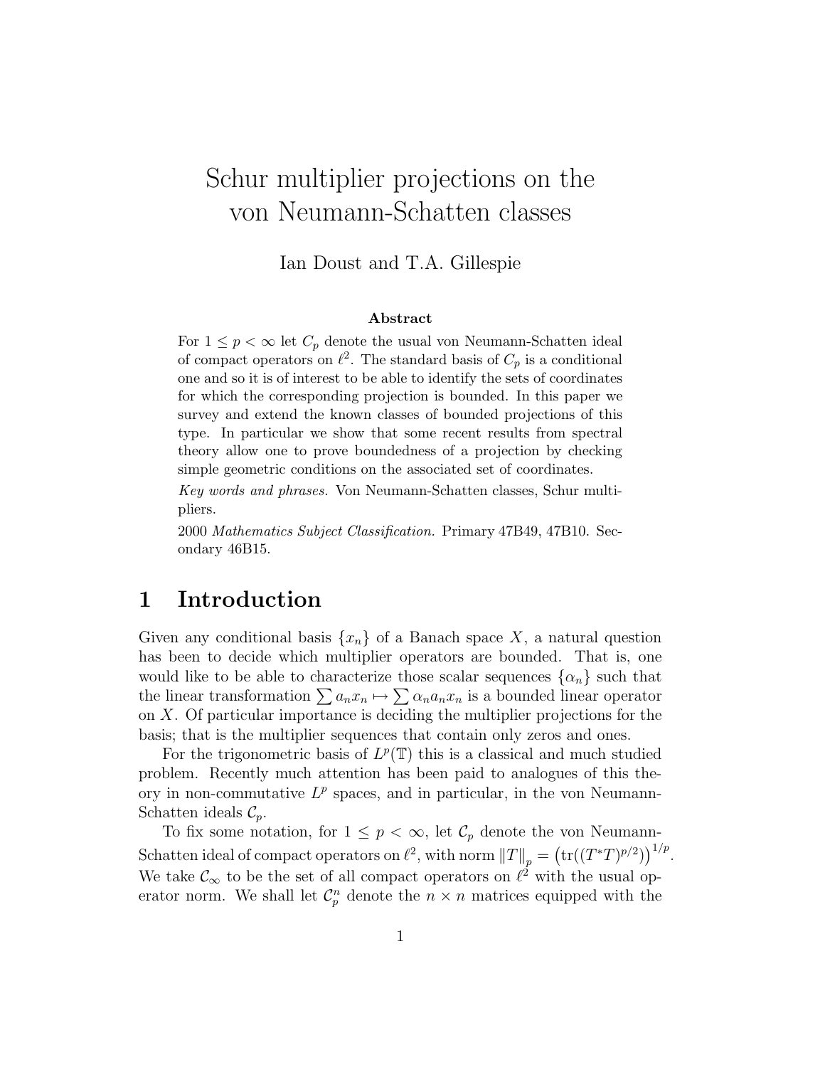# Schur multiplier projections on the von Neumann-Schatten classes

Ian Doust and T.A. Gillespie

### Abstract

For $1 \le p < \infty$ let $C_p$ denote the usual von Neumann-Schatten ideal of compact operators on $\ell^2$. The standard basis of $C_p$ is a conditional one and so it is of interest to be able to identify the sets of coordinates for which the corresponding projection is bounded. In this paper we survey and extend the known classes of bounded projections of this type. In particular we show that some recent results from spectral theory allow one to prove boundedness of a projection by checking simple geometric conditions on the associated set of coordinates.

*Key words and phrases.* Von Neumann-Schatten classes, Schur multipliers.

2000 *Mathematics Subject Classification.* Primary 47B49, 47B10. Secondary 46B15.

## 1 Introduction

Given any conditional basis $\{x_n\}$ of a Banach space $X$, a natural question has been to decide which multiplier operators are bounded. That is, one would like to be able to characterize those scalar sequences $\{\alpha_n\}$ such that the linear transformation $\sum a_n x_n \mapsto \sum \alpha_n a_n x_n$ is a bounded linear operator on $X$. Of particular importance is deciding the multiplier projections for the basis; that is the multiplier sequences that contain only zeros and ones.

For the trigonometric basis of $L^p(\mathbb{T})$ this is a classical and much studied problem. Recently much attention has been paid to analogues of this theory in non-commutative $L^p$ spaces, and in particular, in the von Neumann-Schatten ideals $\mathcal{C}_p$.

To fix some notation, for $1 \le p < \infty$, let $\mathcal{C}_p$ denote the von Neumann-Schatten ideal of compact operators on $\ell^2$, with norm $\|T\|_p = \left(\mathrm{tr}((T^*T)^{p/2})\right)^{1/p}$. We take $\mathcal{C}_\infty$ to be the set of all compact operators on $\ell^2$ with the usual operator norm. We shall let $\mathcal{C}_p^n$ denote the $n \times n$ matrices equipped with the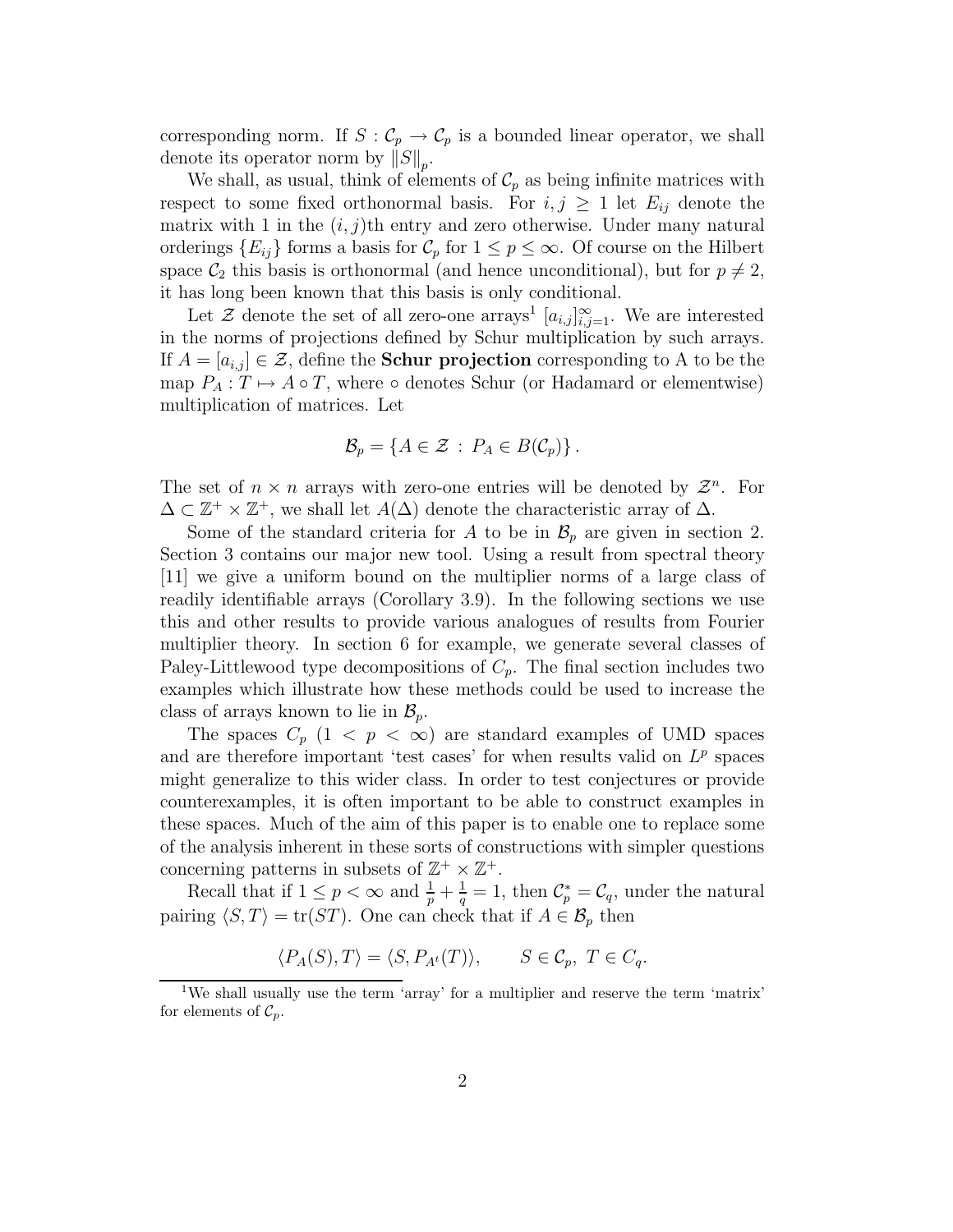corresponding norm. If $S : \mathcal{C}_p \to \mathcal{C}_p$ is a bounded linear operator, we shall denote its operator norm by $\|S\|_p$.

We shall, as usual, think of elements of $\mathcal{C}_p$ as being infinite matrices with respect to some fixed orthonormal basis. For $i, j \geq 1$ let $E_{ij}$ denote the matrix with 1 in the $(i,j)$th entry and zero otherwise. Under many natural orderings $\{E_{ij}\}$ forms a basis for $\mathcal{C}_p$ for $1 \leq p \leq \infty$. Of course on the Hilbert space $\mathcal{C}_2$ this basis is orthonormal (and hence unconditional), but for $p \neq 2$, it has long been known that this basis is only conditional.

Let $\mathcal{Z}$ denote the set of all zero-one arrays[1] $[a_{i,j}]_{i,j=1}^{\infty}$. We are interested in the norms of projections defined by Schur multiplication by such arrays. If $A = [a_{i,j}] \in \mathcal{Z}$, define the **Schur projection** corresponding to A to be the map $P_A : T \mapsto A \circ T$, where $\circ$ denotes Schur (or Hadamard or elementwise) multiplication of matrices. Let

$$\mathcal{B}_p = \{ A \in \mathcal{Z} \, : \, P_A \in B(\mathcal{C}_p) \}.$$

The set of $n \times n$ arrays with zero-one entries will be denoted by $\mathcal{Z}^n$. For $\Delta \subset \mathbb{Z}^+ \times \mathbb{Z}^+$, we shall let $A(\Delta)$ denote the characteristic array of $\Delta$.

Some of the standard criteria for $A$ to be in $\mathcal{B}_p$ are given in section 2. Section 3 contains our major new tool. Using a result from spectral theory [11] we give a uniform bound on the multiplier norms of a large class of readily identifiable arrays (Corollary 3.9). In the following sections we use this and other results to provide various analogues of results from Fourier multiplier theory. In section 6 for example, we generate several classes of Paley-Littlewood type decompositions of $C_p$. The final section includes two examples which illustrate how these methods could be used to increase the class of arrays known to lie in $\mathcal{B}_p$.

The spaces $C_p$ $(1 < p < \infty)$ are standard examples of UMD spaces and are therefore important 'test cases' for when results valid on $L^p$ spaces might generalize to this wider class. In order to test conjectures or provide counterexamples, it is often important to be able to construct examples in these spaces. Much of the aim of this paper is to enable one to replace some of the analysis inherent in these sorts of constructions with simpler questions concerning patterns in subsets of $\mathbb{Z}^+ \times \mathbb{Z}^+$.

Recall that if $1 \leq p < \infty$ and $\frac{1}{p} + \frac{1}{q} = 1$, then $\mathcal{C}_p^* = \mathcal{C}_q$, under the natural pairing $\langle S, T \rangle = \mathrm{tr}(ST)$. One can check that if $A \in \mathcal{B}_p$ then

$$\langle P_A(S), T \rangle = \langle S, P_{A^t}(T) \rangle, \qquad S \in \mathcal{C}_p, \ T \in C_q.$$

[1] We shall usually use the term 'array' for a multiplier and reserve the term 'matrix' for elements of $\mathcal{C}_p$.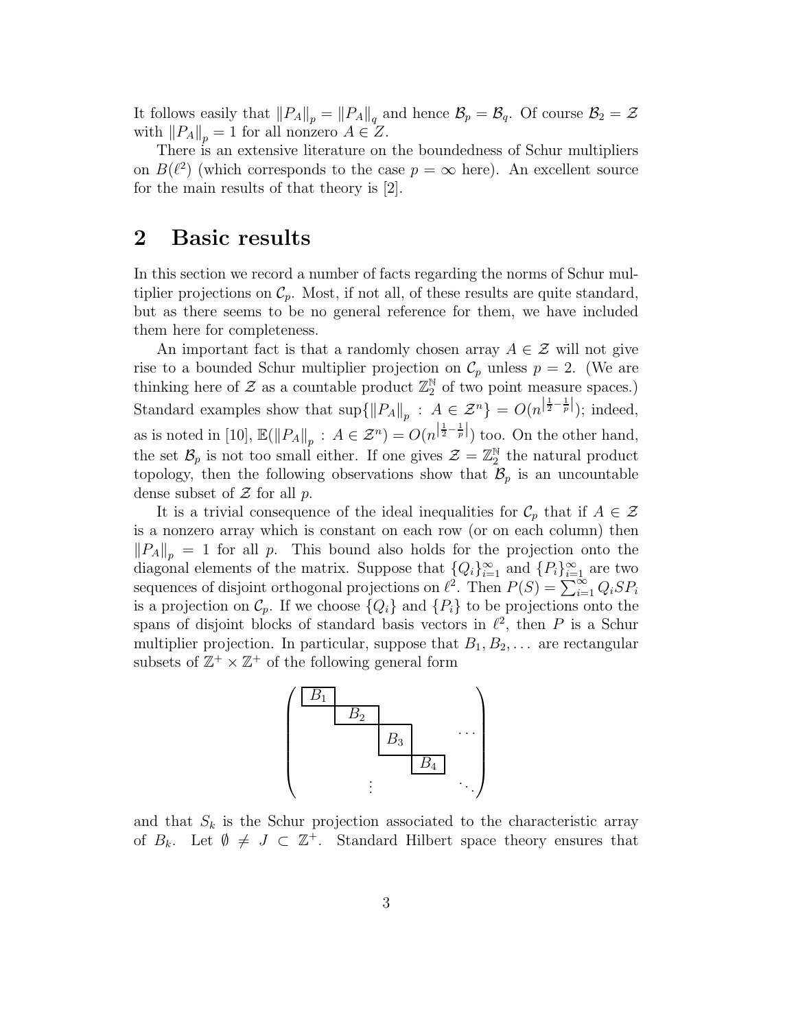It follows easily that $\|P_A\|_p = \|P_A\|_q$ and hence $\mathcal{B}_p = \mathcal{B}_q$. Of course $\mathcal{B}_2 = \mathcal{Z}$ with $\|P_A\|_p = 1$ for all nonzero $A \in Z$.

There is an extensive literature on the boundedness of Schur multipliers on $B(\ell^2)$ (which corresponds to the case $p = \infty$ here). An excellent source for the main results of that theory is [2].

## 2 Basic results

In this section we record a number of facts regarding the norms of Schur multiplier projections on $\mathcal{C}_p$. Most, if not all, of these results are quite standard, but as there seems to be no general reference for them, we have included them here for completeness.

An important fact is that a randomly chosen array $A \in \mathcal{Z}$ will not give rise to a bounded Schur multiplier projection on $\mathcal{C}_p$ unless $p = 2$. (We are thinking here of $\mathcal{Z}$ as a countable product $\mathbb{Z}_2^{\mathbb{N}}$ of two point measure spaces.) Standard examples show that $\sup\{\|P_A\|_p \,:\, A \in \mathcal{Z}^n\} = O(n^{\left|\frac{1}{2}-\frac{1}{p}\right|})$; indeed, as is noted in [10], $\mathbb{E}(\|P_A\|_p \,:\, A \in \mathcal{Z}^n) = O(n^{\left|\frac{1}{2}-\frac{1}{p}\right|})$ too. On the other hand, the set $\mathcal{B}_p$ is not too small either. If one gives $\mathcal{Z} = \mathbb{Z}_2^{\mathbb{N}}$ the natural product topology, then the following observations show that $\mathcal{B}_p$ is an uncountable dense subset of $\mathcal{Z}$ for all $p$.

It is a trivial consequence of the ideal inequalities for $\mathcal{C}_p$ that if $A \in \mathcal{Z}$ is a nonzero array which is constant on each row (or on each column) then $\|P_A\|_p = 1$ for all $p$. This bound also holds for the projection onto the diagonal elements of the matrix. Suppose that $\{Q_i\}_{i=1}^\infty$ and $\{P_i\}_{i=1}^\infty$ are two sequences of disjoint orthogonal projections on $\ell^2$. Then $P(S) = \sum_{i=1}^\infty Q_i S P_i$ is a projection on $\mathcal{C}_p$. If we choose $\{Q_i\}$ and $\{P_i\}$ to be projections onto the spans of disjoint blocks of standard basis vectors in $\ell^2$, then $P$ is a Schur multiplier projection. In particular, suppose that $B_1, B_2, \ldots$ are rectangular subsets of $\mathbb{Z}^+ \times \mathbb{Z}^+$ of the following general form

$$\begin{pmatrix} \boxed{B_1} & & & & \\ & \boxed{B_2} & & & \cdots \\ & & \boxed{B_3} & & \\ & & & \boxed{B_4} & \\ & \vdots & & & \ddots \end{pmatrix}$$

and that $S_k$ is the Schur projection associated to the characteristic array of $B_k$. Let $\emptyset \neq J \subset \mathbb{Z}^+$. Standard Hilbert space theory ensures that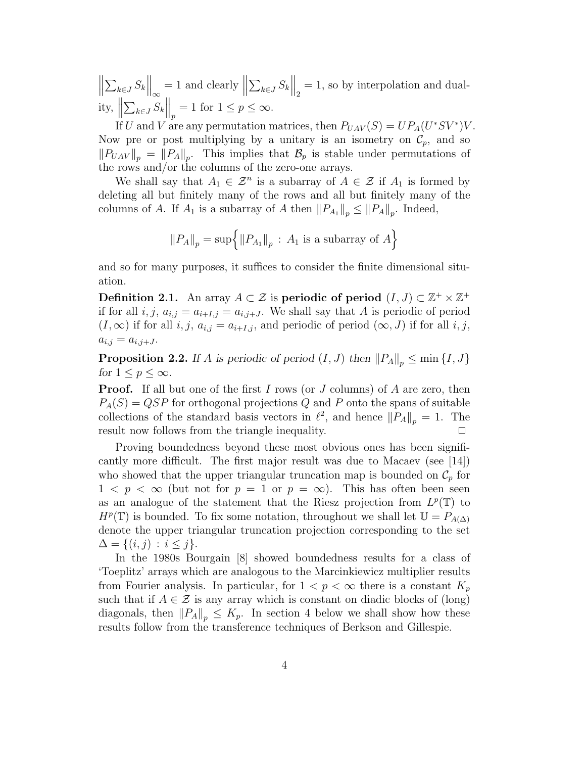$\left\|\sum_{k\in J} S_k\right\|_\infty = 1$ and clearly $\left\|\sum_{k\in J} S_k\right\|_2 = 1$, so by interpolation and duality, $\left\|\sum_{k\in J} S_k\right\|_p = 1$ for $1 \le p \le \infty$.

If $U$ and $V$ are any permutation matrices, then $P_{UAV}(S) = UP_A(U^*SV^*)V$. Now pre or post multiplying by a unitary is an isometry on $\mathcal{C}_p$, and so $\|P_{UAV}\|_p = \|P_A\|_p$. This implies that $\mathcal{B}_p$ is stable under permutations of the rows and/or the columns of the zero-one arrays.

We shall say that $A_1 \in \mathcal{Z}^n$ is a subarray of $A \in \mathcal{Z}$ if $A_1$ is formed by deleting all but finitely many of the rows and all but finitely many of the columns of $A$. If $A_1$ is a subarray of $A$ then $\|P_{A_1}\|_p \le \|P_A\|_p$. Indeed,

$$\|P_A\|_p = \sup\Big\{ \|P_{A_1}\|_p \,:\, A_1 \text{ is a subarray of } A \Big\}$$

and so for many purposes, it suffices to consider the finite dimensional situation.

**Definition 2.1.** An array $A \subset \mathcal{Z}$ is **periodic of period** $(I, J) \subset \mathbb{Z}^+ \times \mathbb{Z}^+$ if for all $i, j$, $a_{i,j} = a_{i+I,j} = a_{i,j+J}$. We shall say that $A$ is periodic of period $(I, \infty)$ if for all $i, j$, $a_{i,j} = a_{i+I,j}$, and periodic of period $(\infty, J)$ if for all $i, j$, $a_{i,j} = a_{i,j+J}$.

**Proposition 2.2.** *If $A$ is periodic of period $(I, J)$ then $\|P_A\|_p \le \min\{I, J\}$ for $1 \le p \le \infty$.*

**Proof.** If all but one of the first $I$ rows (or $J$ columns) of $A$ are zero, then $P_A(S) = QSP$ for orthogonal projections $Q$ and $P$ onto the spans of suitable collections of the standard basis vectors in $\ell^2$, and hence $\|P_A\|_p = 1$. The result now follows from the triangle inequality. $\square$

Proving boundedness beyond these most obvious ones has been significantly more difficult. The first major result was due to Macaev (see [14]) who showed that the upper triangular truncation map is bounded on $\mathcal{C}_p$ for $1 < p < \infty$ (but not for $p = 1$ or $p = \infty$). This has often been seen as an analogue of the statement that the Riesz projection from $L^p(\mathbb{T})$ to $H^p(\mathbb{T})$ is bounded. To fix some notation, throughout we shall let $\mathbb{U} = P_{A(\Delta)}$ denote the upper triangular truncation projection corresponding to the set $\Delta = \{(i, j) \,:\, i \le j\}$.

In the 1980s Bourgain [8] showed boundedness results for a class of 'Toeplitz' arrays which are analogous to the Marcinkiewicz multiplier results from Fourier analysis. In particular, for $1 < p < \infty$ there is a constant $K_p$ such that if $A \in \mathcal{Z}$ is any array which is constant on diadic blocks of (long) diagonals, then $\|P_A\|_p \le K_p$. In section 4 below we shall show how these results follow from the transference techniques of Berkson and Gillespie.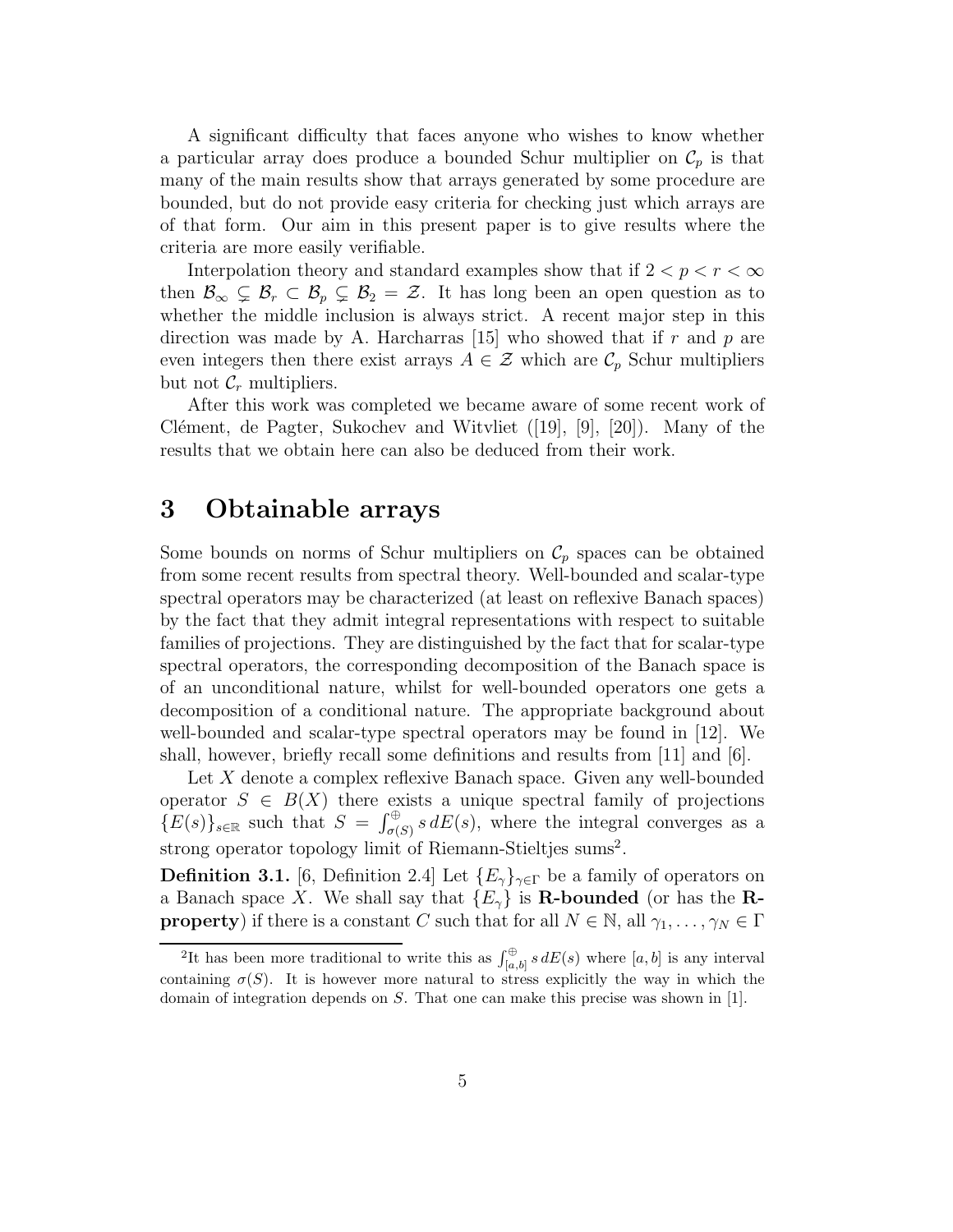A significant difficulty that faces anyone who wishes to know whether a particular array does produce a bounded Schur multiplier on $\mathcal{C}_p$ is that many of the main results show that arrays generated by some procedure are bounded, but do not provide easy criteria for checking just which arrays are of that form. Our aim in this present paper is to give results where the criteria are more easily verifiable.

Interpolation theory and standard examples show that if $2 < p < r < \infty$ then $\mathcal{B}_\infty \subsetneq \mathcal{B}_r \subset \mathcal{B}_p \subsetneq \mathcal{B}_2 = \mathcal{Z}$. It has long been an open question as to whether the middle inclusion is always strict. A recent major step in this direction was made by A. Harcharras [15] who showed that if $r$ and $p$ are even integers then there exist arrays $A \in \mathcal{Z}$ which are $\mathcal{C}_p$ Schur multipliers but not $\mathcal{C}_r$ multipliers.

After this work was completed we became aware of some recent work of Clément, de Pagter, Sukochev and Witvliet ([19], [9], [20]). Many of the results that we obtain here can also be deduced from their work.

# 3 Obtainable arrays

Some bounds on norms of Schur multipliers on $\mathcal{C}_p$ spaces can be obtained from some recent results from spectral theory. Well-bounded and scalar-type spectral operators may be characterized (at least on reflexive Banach spaces) by the fact that they admit integral representations with respect to suitable families of projections. They are distinguished by the fact that for scalar-type spectral operators, the corresponding decomposition of the Banach space is of an unconditional nature, whilst for well-bounded operators one gets a decomposition of a conditional nature. The appropriate background about well-bounded and scalar-type spectral operators may be found in [12]. We shall, however, briefly recall some definitions and results from [11] and [6].

Let $X$ denote a complex reflexive Banach space. Given any well-bounded operator $S \in B(X)$ there exists a unique spectral family of projections $\{E(s)\}_{s\in\mathbb{R}}$ such that $S = \int_{\sigma(S)}^{\oplus} s\, dE(s)$, where the integral converges as a strong operator topology limit of Riemann-Stieltjes sums[2].

**Definition 3.1.** [6, Definition 2.4] Let $\{E_\gamma\}_{\gamma\in\Gamma}$ be a family of operators on a Banach space $X$. We shall say that $\{E_\gamma\}$ is **R-bounded** (or has the **R-property**) if there is a constant $C$ such that for all $N \in \mathbb{N}$, all $\gamma_1, \ldots, \gamma_N \in \Gamma$

[2] It has been more traditional to write this as $\int_{[a,b]}^{\oplus} s\, dE(s)$ where $[a,b]$ is any interval containing $\sigma(S)$. It is however more natural to stress explicitly the way in which the domain of integration depends on $S$. That one can make this precise was shown in [1].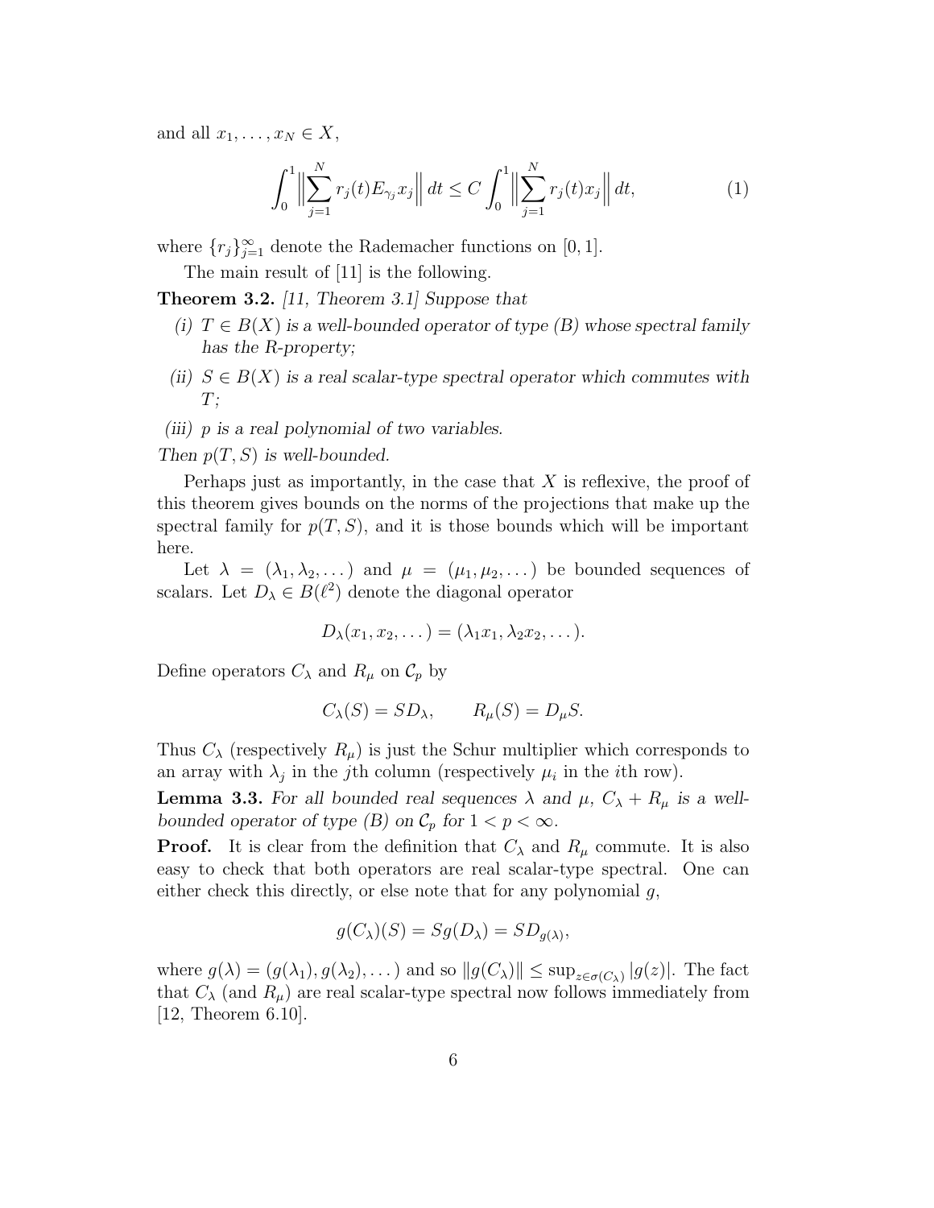and all $x_1, \dots, x_N \in X$,

$$\int_0^1 \Big\| \sum_{j=1}^N r_j(t) E_{\gamma_j} x_j \Big\| \, dt \le C \int_0^1 \Big\| \sum_{j=1}^N r_j(t) x_j \Big\| \, dt, \tag{1}$$

where $\{r_j\}_{j=1}^\infty$ denote the Rademacher functions on $[0,1]$.

The main result of [11] is the following.

**Theorem 3.2.** *[11, Theorem 3.1] Suppose that*

*(i) $T \in B(X)$ is a well-bounded operator of type (B) whose spectral family has the R-property;*

*(ii) $S \in B(X)$ is a real scalar-type spectral operator which commutes with $T$;*

*(iii) $p$ is a real polynomial of two variables.*

*Then $p(T, S)$ is well-bounded.*

Perhaps just as importantly, in the case that $X$ is reflexive, the proof of this theorem gives bounds on the norms of the projections that make up the spectral family for $p(T, S)$, and it is those bounds which will be important here.

Let $\lambda = (\lambda_1, \lambda_2, \dots)$ and $\mu = (\mu_1, \mu_2, \dots)$ be bounded sequences of scalars. Let $D_\lambda \in B(\ell^2)$ denote the diagonal operator

$$D_\lambda(x_1, x_2, \dots) = (\lambda_1 x_1, \lambda_2 x_2, \dots).$$

Define operators $C_\lambda$ and $R_\mu$ on $\mathcal{C}_p$ by

$$C_\lambda(S) = S D_\lambda, \qquad R_\mu(S) = D_\mu S.$$

Thus $C_\lambda$ (respectively $R_\mu$) is just the Schur multiplier which corresponds to an array with $\lambda_j$ in the $j$th column (respectively $\mu_i$ in the $i$th row).

**Lemma 3.3.** *For all bounded real sequences $\lambda$ and $\mu$, $C_\lambda + R_\mu$ is a well-bounded operator of type (B) on $\mathcal{C}_p$ for $1 < p < \infty$.*

**Proof.** It is clear from the definition that $C_\lambda$ and $R_\mu$ commute. It is also easy to check that both operators are real scalar-type spectral. One can either check this directly, or else note that for any polynomial $g$,

$$g(C_\lambda)(S) = S g(D_\lambda) = S D_{g(\lambda)},$$

where $g(\lambda) = (g(\lambda_1), g(\lambda_2), \dots)$ and so $\|g(C_\lambda)\| \le \sup_{z \in \sigma(C_\lambda)} |g(z)|$. The fact that $C_\lambda$ (and $R_\mu$) are real scalar-type spectral now follows immediately from [12, Theorem 6.10].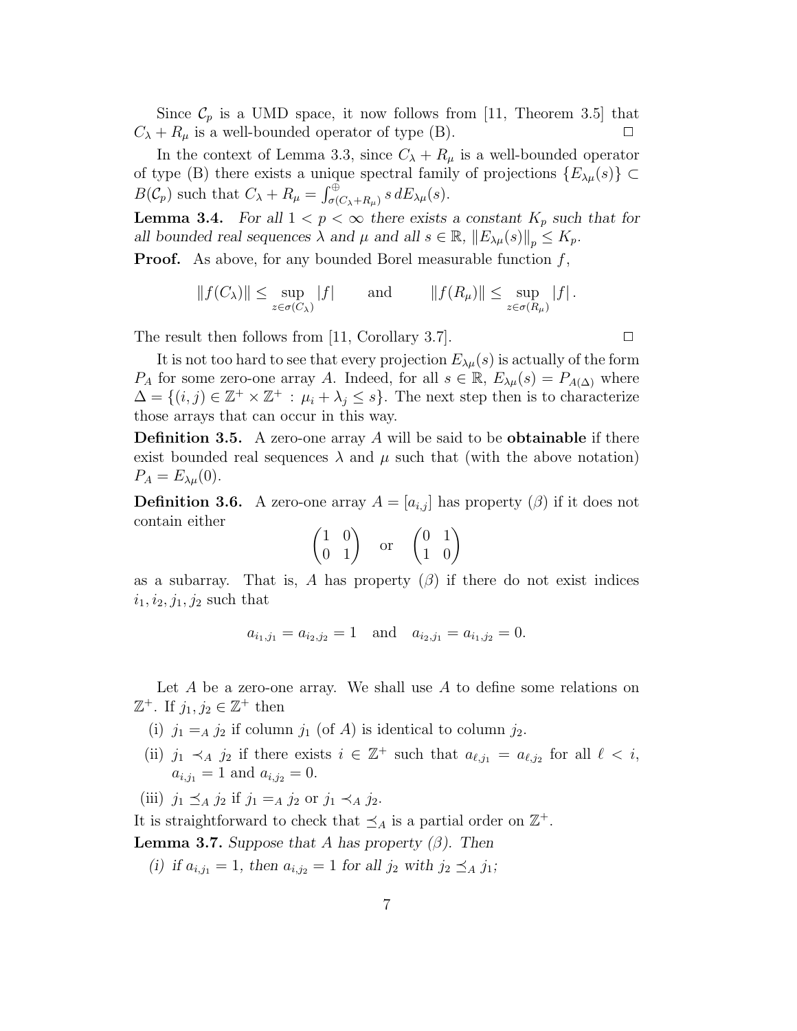Since $\mathcal{C}_p$ is a UMD space, it now follows from [11, Theorem 3.5] that $C_\lambda + R_\mu$ is a well-bounded operator of type (B). $\square$

In the context of Lemma 3.3, since $C_\lambda + R_\mu$ is a well-bounded operator of type (B) there exists a unique spectral family of projections $\{E_{\lambda\mu}(s)\} \subset B(\mathcal{C}_p)$ such that $C_\lambda + R_\mu = \int^{\oplus}_{\sigma(C_\lambda + R_\mu)} s \, dE_{\lambda\mu}(s)$.

**Lemma 3.4.** *For all $1 < p < \infty$ there exists a constant $K_p$ such that for all bounded real sequences $\lambda$ and $\mu$ and all $s \in \mathbb{R}$, $\|E_{\lambda\mu}(s)\|_p \le K_p$.*

**Proof.** As above, for any bounded Borel measurable function $f$,

$$\|f(C_\lambda)\| \le \sup_{z \in \sigma(C_\lambda)} |f| \qquad \text{and} \qquad \|f(R_\mu)\| \le \sup_{z \in \sigma(R_\mu)} |f| .$$

The result then follows from [11, Corollary 3.7]. $\square$

It is not too hard to see that every projection $E_{\lambda\mu}(s)$ is actually of the form $P_A$ for some zero-one array $A$. Indeed, for all $s \in \mathbb{R}$, $E_{\lambda\mu}(s) = P_{A(\Delta)}$ where $\Delta = \{(i,j) \in \mathbb{Z}^+ \times \mathbb{Z}^+ : \mu_i + \lambda_j \le s\}$. The next step then is to characterize those arrays that can occur in this way.

**Definition 3.5.** A zero-one array $A$ will be said to be **obtainable** if there exist bounded real sequences $\lambda$ and $\mu$ such that (with the above notation) $P_A = E_{\lambda\mu}(0)$.

**Definition 3.6.** A zero-one array $A = [a_{i,j}]$ has property $(\beta)$ if it does not contain either

$$\begin{pmatrix} 1 & 0 \\ 0 & 1 \end{pmatrix} \quad \text{or} \quad \begin{pmatrix} 0 & 1 \\ 1 & 0 \end{pmatrix}$$

as a subarray. That is, $A$ has property $(\beta)$ if there do not exist indices $i_1, i_2, j_1, j_2$ such that

$$a_{i_1,j_1} = a_{i_2,j_2} = 1 \quad \text{and} \quad a_{i_2,j_1} = a_{i_1,j_2} = 0.$$

Let $A$ be a zero-one array. We shall use $A$ to define some relations on $\mathbb{Z}^+$. If $j_1, j_2 \in \mathbb{Z}^+$ then

(i) $j_1 =_A j_2$ if column $j_1$ (of $A$) is identical to column $j_2$.

(ii) $j_1 \prec_A j_2$ if there exists $i \in \mathbb{Z}^+$ such that $a_{\ell,j_1} = a_{\ell,j_2}$ for all $\ell < i$, $a_{i,j_1} = 1$ and $a_{i,j_2} = 0$.

(iii) $j_1 \preceq_A j_2$ if $j_1 =_A j_2$ or $j_1 \prec_A j_2$.

It is straightforward to check that $\preceq_A$ is a partial order on $\mathbb{Z}^+$.

**Lemma 3.7.** *Suppose that $A$ has property $(\beta)$. Then*

*(i) if $a_{i,j_1} = 1$, then $a_{i,j_2} = 1$ for all $j_2$ with $j_2 \preceq_A j_1$;*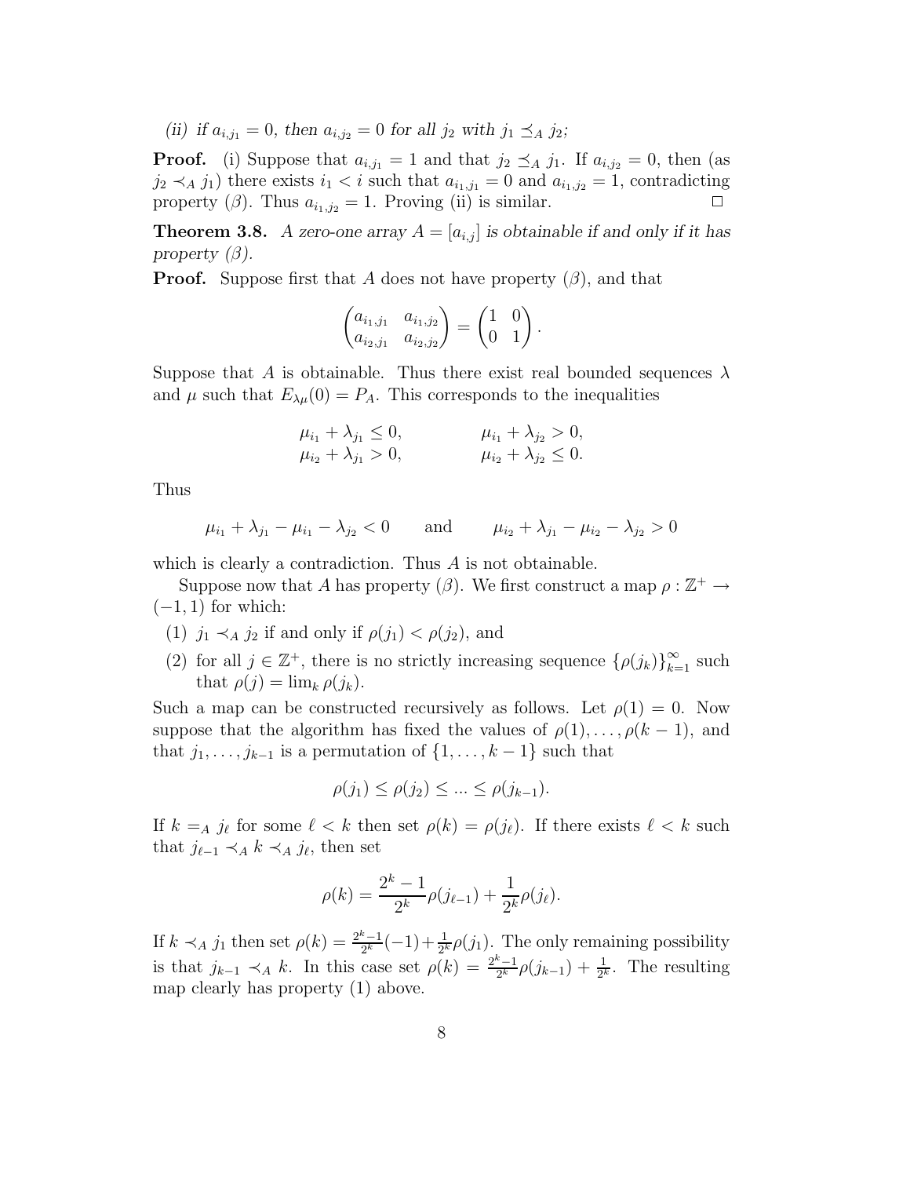*(ii) if $a_{i,j_1} = 0$, then $a_{i,j_2} = 0$ for all $j_2$ with $j_1 \preceq_A j_2$;*

**Proof.** (i) Suppose that $a_{i,j_1} = 1$ and that $j_2 \preceq_A j_1$. If $a_{i,j_2} = 0$, then (as $j_2 \prec_A j_1$) there exists $i_1 < i$ such that $a_{i_1,j_1} = 0$ and $a_{i_1,j_2} = 1$, contradicting property $(\beta)$. Thus $a_{i_1,j_2} = 1$. Proving (ii) is similar. □

**Theorem 3.8.** *A zero-one array $A = [a_{i,j}]$ is obtainable if and only if it has property $(\beta)$.*

**Proof.** Suppose first that $A$ does not have property $(\beta)$, and that

$$\begin{pmatrix} a_{i_1,j_1} & a_{i_1,j_2} \\ a_{i_2,j_1} & a_{i_2,j_2} \end{pmatrix} = \begin{pmatrix} 1 & 0 \\ 0 & 1 \end{pmatrix}.$$

Suppose that $A$ is obtainable. Thus there exist real bounded sequences $\lambda$ and $\mu$ such that $E_{\lambda\mu}(0) = P_A$. This corresponds to the inequalities

$$\begin{aligned} \mu_{i_1} + \lambda_{j_1} \leq 0, \qquad & \mu_{i_1} + \lambda_{j_2} > 0, \\ \mu_{i_2} + \lambda_{j_1} > 0, \qquad & \mu_{i_2} + \lambda_{j_2} \leq 0. \end{aligned}$$

Thus

$$\mu_{i_1} + \lambda_{j_1} - \mu_{i_1} - \lambda_{j_2} < 0 \qquad \text{and} \qquad \mu_{i_2} + \lambda_{j_1} - \mu_{i_2} - \lambda_{j_2} > 0$$

which is clearly a contradiction. Thus $A$ is not obtainable.

Suppose now that $A$ has property $(\beta)$. We first construct a map $\rho : \mathbb{Z}^+ \to (-1, 1)$ for which:

(1) $j_1 \prec_A j_2$ if and only if $\rho(j_1) < \rho(j_2)$, and

(2) for all $j \in \mathbb{Z}^+$, there is no strictly increasing sequence $\{\rho(j_k)\}_{k=1}^{\infty}$ such that $\rho(j) = \lim_k \rho(j_k)$.

Such a map can be constructed recursively as follows. Let $\rho(1) = 0$. Now suppose that the algorithm has fixed the values of $\rho(1), \ldots, \rho(k-1)$, and that $j_1, \ldots, j_{k-1}$ is a permutation of $\{1, \ldots, k-1\}$ such that

$$\rho(j_1) \leq \rho(j_2) \leq \ldots \leq \rho(j_{k-1}).$$

If $k =_A j_\ell$ for some $\ell < k$ then set $\rho(k) = \rho(j_\ell)$. If there exists $\ell < k$ such that $j_{\ell-1} \prec_A k \prec_A j_\ell$, then set

$$\rho(k) = \frac{2^k - 1}{2^k}\rho(j_{\ell-1}) + \frac{1}{2^k}\rho(j_\ell).$$

If $k \prec_A j_1$ then set $\rho(k) = \frac{2^k-1}{2^k}(-1) + \frac{1}{2^k}\rho(j_1)$. The only remaining possibility is that $j_{k-1} \prec_A k$. In this case set $\rho(k) = \frac{2^k-1}{2^k}\rho(j_{k-1}) + \frac{1}{2^k}$. The resulting map clearly has property (1) above.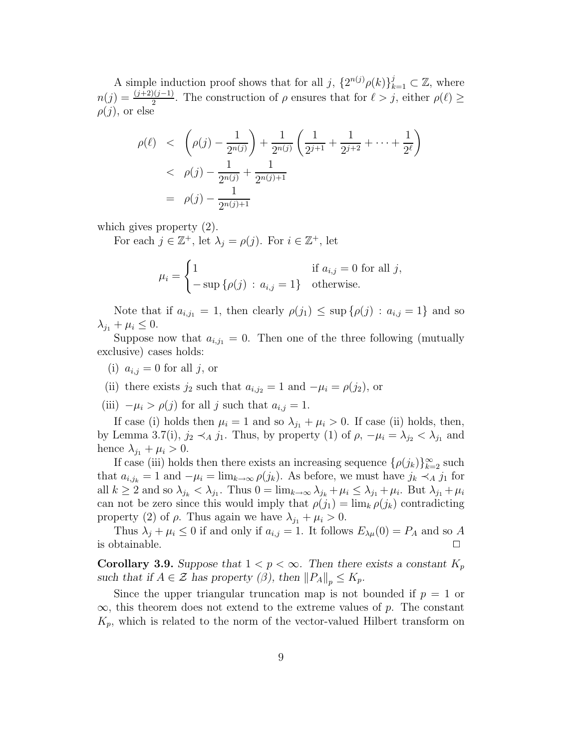A simple induction proof shows that for all $j$, $\{2^{n(j)}\rho(k)\}_{k=1}^{j} \subset \mathbb{Z}$, where $n(j) = \frac{(j+2)(j-1)}{2}$. The construction of $\rho$ ensures that for $\ell > j$, either $\rho(\ell) \geq \rho(j)$, or else

$$
\begin{aligned}
\rho(\ell) &< \left(\rho(j) - \frac{1}{2^{n(j)}}\right) + \frac{1}{2^{n(j)}}\left(\frac{1}{2^{j+1}} + \frac{1}{2^{j+2}} + \cdots + \frac{1}{2^{\ell}}\right) \\
&< \rho(j) - \frac{1}{2^{n(j)}} + \frac{1}{2^{n(j)+1}} \\
&= \rho(j) - \frac{1}{2^{n(j)+1}}
\end{aligned}
$$

which gives property (2).

For each $j \in \mathbb{Z}^+$, let $\lambda_j = \rho(j)$. For $i \in \mathbb{Z}^+$, let

$$
\mu_i = \begin{cases} 1 & \text{if } a_{i,j} = 0 \text{ for all } j, \\ -\sup\{\rho(j) \,:\, a_{i,j} = 1\} & \text{otherwise.} \end{cases}
$$

Note that if $a_{i,j_1} = 1$, then clearly $\rho(j_1) \leq \sup\{\rho(j) : a_{i,j} = 1\}$ and so $\lambda_{j_1} + \mu_i \leq 0$.

Suppose now that $a_{i,j_1} = 0$. Then one of the three following (mutually exclusive) cases holds:

(i) $a_{i,j} = 0$ for all $j$, or

(ii) there exists $j_2$ such that $a_{i,j_2} = 1$ and $-\mu_i = \rho(j_2)$, or

(iii) $-\mu_i > \rho(j)$ for all $j$ such that $a_{i,j} = 1$.

If case (i) holds then $\mu_i = 1$ and so $\lambda_{j_1} + \mu_i > 0$. If case (ii) holds, then, by Lemma 3.7(i), $j_2 \prec_A j_1$. Thus, by property (1) of $\rho$, $-\mu_i = \lambda_{j_2} < \lambda_{j_1}$ and hence $\lambda_{j_1} + \mu_i > 0$.

If case (iii) holds then there exists an increasing sequence $\{\rho(j_k)\}_{k=2}^{\infty}$ such that $a_{i,j_k} = 1$ and $-\mu_i = \lim_{k\to\infty} \rho(j_k)$. As before, we must have $j_k \prec_A j_1$ for all $k \geq 2$ and so $\lambda_{j_k} < \lambda_{j_1}$. Thus $0 = \lim_{k\to\infty} \lambda_{j_k} + \mu_i \leq \lambda_{j_1} + \mu_i$. But $\lambda_{j_1} + \mu_i$ can not be zero since this would imply that $\rho(j_1) = \lim_k \rho(j_k)$ contradicting property (2) of $\rho$. Thus again we have $\lambda_{j_1} + \mu_i > 0$.

Thus $\lambda_j + \mu_i \leq 0$ if and only if $a_{i,j} = 1$. It follows $E_{\lambda\mu}(0) = P_A$ and so $A$ is obtainable. ◻

**Corollary 3.9.** *Suppose that $1 < p < \infty$. Then there exists a constant $K_p$ such that if $A \in \mathcal{Z}$ has property $(\beta)$, then $\|P_A\|_p \leq K_p$.*

Since the upper triangular truncation map is not bounded if $p = 1$ or $\infty$, this theorem does not extend to the extreme values of $p$. The constant $K_p$, which is related to the norm of the vector-valued Hilbert transform on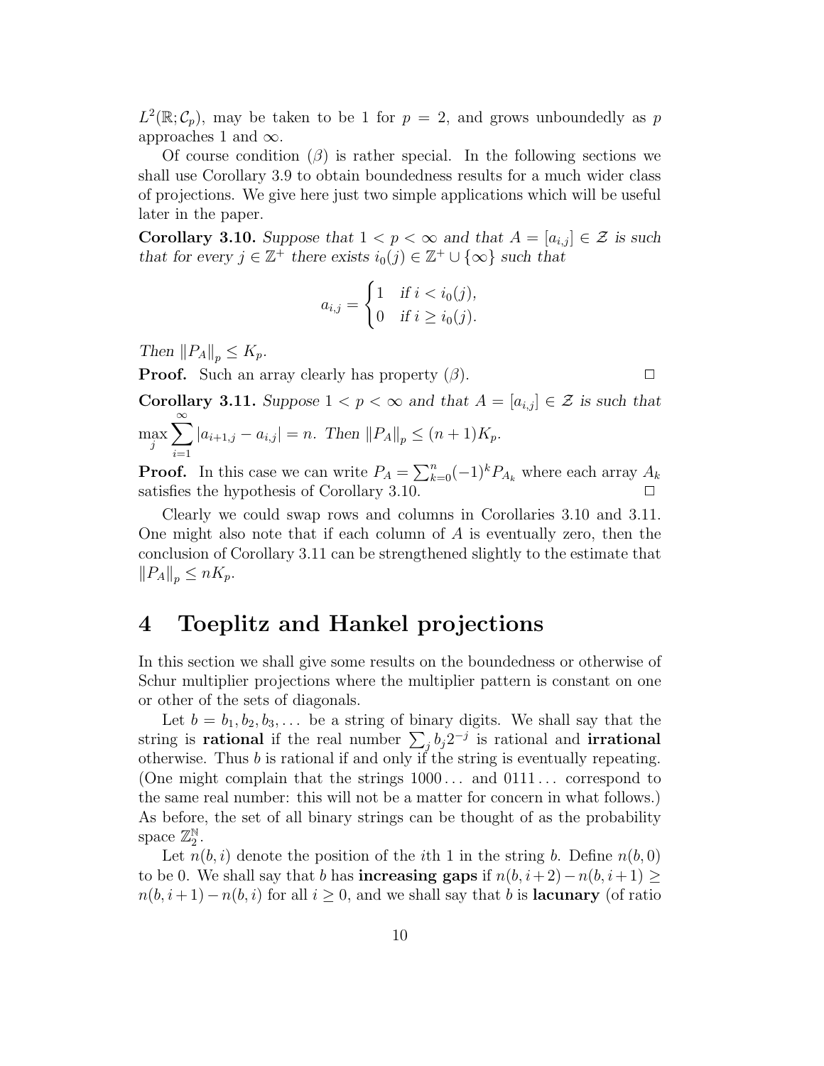$L^2(\mathbb{R};\mathcal{C}_p)$, may be taken to be 1 for $p = 2$, and grows unboundedly as $p$ approaches 1 and $\infty$.

Of course condition $(\beta)$ is rather special. In the following sections we shall use Corollary 3.9 to obtain boundedness results for a much wider class of projections. We give here just two simple applications which will be useful later in the paper.

**Corollary 3.10.** *Suppose that $1 < p < \infty$ and that $A = [a_{i,j}] \in \mathcal{Z}$ is such that for every $j \in \mathbb{Z}^+$ there exists $i_0(j) \in \mathbb{Z}^+ \cup \{\infty\}$ such that*

$$a_{i,j} = \begin{cases} 1 & \text{if } i < i_0(j), \\ 0 & \text{if } i \geq i_0(j). \end{cases}$$

*Then $\|P_A\|_p \leq K_p$.*

**Proof.** Such an array clearly has property $(\beta)$. □

**Corollary 3.11.** *Suppose $1 < p < \infty$ and that $A = [a_{i,j}] \in \mathcal{Z}$ is such that $\max_j \sum_{i=1}^{\infty} |a_{i+1,j} - a_{i,j}| = n$. Then $\|P_A\|_p \leq (n+1)K_p$.*

**Proof.** In this case we can write $P_A = \sum_{k=0}^{n} (-1)^k P_{A_k}$ where each array $A_k$ satisfies the hypothesis of Corollary 3.10. □

Clearly we could swap rows and columns in Corollaries 3.10 and 3.11. One might also note that if each column of $A$ is eventually zero, then the conclusion of Corollary 3.11 can be strengthened slightly to the estimate that $\|P_A\|_p \leq nK_p$.

# 4 Toeplitz and Hankel projections

In this section we shall give some results on the boundedness or otherwise of Schur multiplier projections where the multiplier pattern is constant on one or other of the sets of diagonals.

Let $b = b_1, b_2, b_3, \ldots$ be a string of binary digits. We shall say that the string is **rational** if the real number $\sum_j b_j 2^{-j}$ is rational and **irrational** otherwise. Thus $b$ is rational if and only if the string is eventually repeating. (One might complain that the strings $1000\ldots$ and $0111\ldots$ correspond to the same real number: this will not be a matter for concern in what follows.) As before, the set of all binary strings can be thought of as the probability space $\mathbb{Z}_2^{\mathbb{N}}$.

Let $n(b,i)$ denote the position of the $i$th 1 in the string $b$. Define $n(b,0)$ to be 0. We shall say that $b$ has **increasing gaps** if $n(b,i+2) - n(b,i+1) \geq n(b,i+1) - n(b,i)$ for all $i \geq 0$, and we shall say that $b$ is **lacunary** (of ratio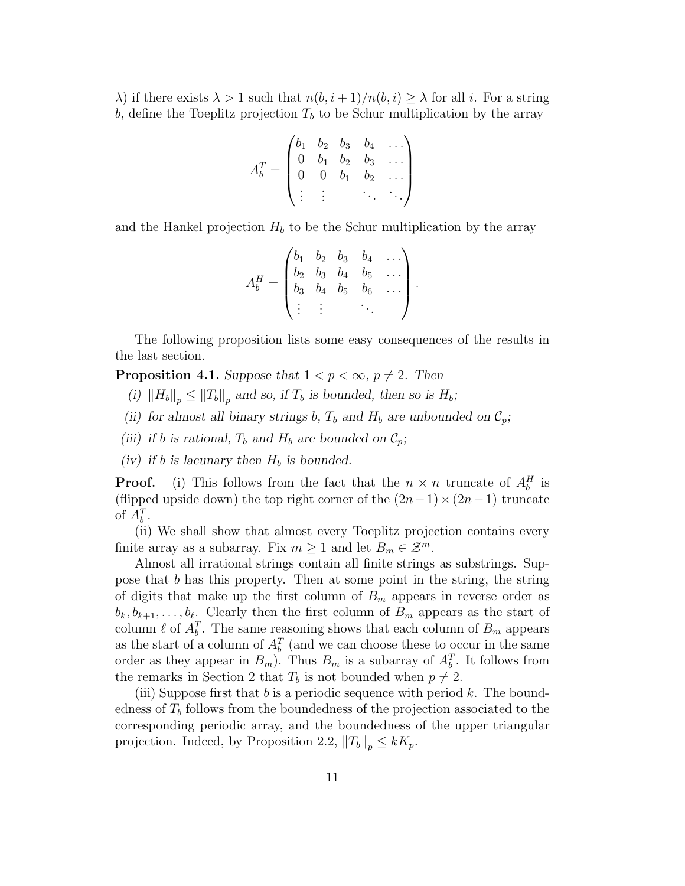$\lambda$) if there exists $\lambda > 1$ such that $n(b, i+1)/n(b, i) \geq \lambda$ for all $i$. For a string $b$, define the Toeplitz projection $T_b$ to be Schur multiplication by the array

$$A_b^T = \begin{pmatrix} b_1 & b_2 & b_3 & b_4 & \dots \\ 0 & b_1 & b_2 & b_3 & \dots \\ 0 & 0 & b_1 & b_2 & \dots \\ \vdots & \vdots & & \ddots & \ddots \end{pmatrix}$$

and the Hankel projection $H_b$ to be the Schur multiplication by the array

$$A_b^H = \begin{pmatrix} b_1 & b_2 & b_3 & b_4 & \dots \\ b_2 & b_3 & b_4 & b_5 & \dots \\ b_3 & b_4 & b_5 & b_6 & \dots \\ \vdots & \vdots & & \ddots & \end{pmatrix}.$$

The following proposition lists some easy consequences of the results in the last section.

**Proposition 4.1.** *Suppose that $1 < p < \infty$, $p \neq 2$. Then*

*(i) $\|H_b\|_p \leq \|T_b\|_p$ and so, if $T_b$ is bounded, then so is $H_b$;*

*(ii) for almost all binary strings $b$, $T_b$ and $H_b$ are unbounded on $\mathcal{C}_p$;*

*(iii) if $b$ is rational, $T_b$ and $H_b$ are bounded on $\mathcal{C}_p$;*

*(iv) if $b$ is lacunary then $H_b$ is bounded.*

**Proof.** (i) This follows from the fact that the $n \times n$ truncate of $A_b^H$ is (flipped upside down) the top right corner of the $(2n-1) \times (2n-1)$ truncate of $A_b^T$.

(ii) We shall show that almost every Toeplitz projection contains every finite array as a subarray. Fix $m \geq 1$ and let $B_m \in \mathcal{Z}^m$.

Almost all irrational strings contain all finite strings as substrings. Suppose that $b$ has this property. Then at some point in the string, the string of digits that make up the first column of $B_m$ appears in reverse order as $b_k, b_{k+1}, \dots, b_\ell$. Clearly then the first column of $B_m$ appears as the start of column $\ell$ of $A_b^T$. The same reasoning shows that each column of $B_m$ appears as the start of a column of $A_b^T$ (and we can choose these to occur in the same order as they appear in $B_m$). Thus $B_m$ is a subarray of $A_b^T$. It follows from the remarks in Section 2 that $T_b$ is not bounded when $p \neq 2$.

(iii) Suppose first that $b$ is a periodic sequence with period $k$. The boundedness of $T_b$ follows from the boundedness of the projection associated to the corresponding periodic array, and the boundedness of the upper triangular projection. Indeed, by Proposition 2.2, $\|T_b\|_p \leq kK_p$.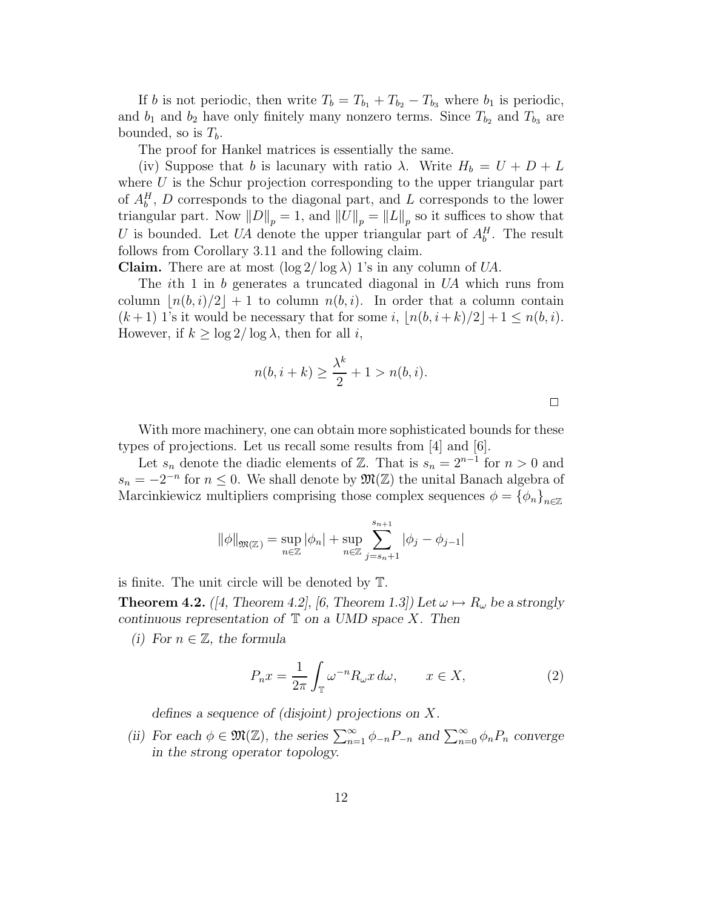If $b$ is not periodic, then write $T_b = T_{b_1} + T_{b_2} - T_{b_3}$ where $b_1$ is periodic, and $b_1$ and $b_2$ have only finitely many nonzero terms. Since $T_{b_2}$ and $T_{b_3}$ are bounded, so is $T_b$.

The proof for Hankel matrices is essentially the same.

(iv) Suppose that $b$ is lacunary with ratio $\lambda$. Write $H_b = U + D + L$ where $U$ is the Schur projection corresponding to the upper triangular part of $A_b^H$, $D$ corresponds to the diagonal part, and $L$ corresponds to the lower triangular part. Now $\|D\|_p = 1$, and $\|U\|_p = \|L\|_p$ so it suffices to show that $U$ is bounded. Let $UA$ denote the upper triangular part of $A_b^H$. The result follows from Corollary 3.11 and the following claim.

**Claim.** There are at most $(\log 2/\log \lambda)$ 1's in any column of $UA$.

The $i$th 1 in $b$ generates a truncated diagonal in $UA$ which runs from column $\lfloor n(b,i)/2 \rfloor + 1$ to column $n(b,i)$. In order that a column contain $(k+1)$ 1's it would be necessary that for some $i$, $\lfloor n(b,i+k)/2 \rfloor + 1 \leq n(b,i)$. However, if $k \geq \log 2/\log \lambda$, then for all $i$,

$$n(b, i+k) \geq \frac{\lambda^k}{2} + 1 > n(b,i).$$

□

With more machinery, one can obtain more sophisticated bounds for these types of projections. Let us recall some results from [4] and [6].

Let $s_n$ denote the diadic elements of $\mathbb{Z}$. That is $s_n = 2^{n-1}$ for $n > 0$ and $s_n = -2^{-n}$ for $n \leq 0$. We shall denote by $\mathfrak{M}(\mathbb{Z})$ the unital Banach algebra of Marcinkiewicz multipliers comprising those complex sequences $\phi = \{\phi_n\}_{n \in \mathbb{Z}}$

$$\|\phi\|_{\mathfrak{M}(\mathbb{Z})} = \sup_{n \in \mathbb{Z}} |\phi_n| + \sup_{n \in \mathbb{Z}} \sum_{j=s_n+1}^{s_{n+1}} |\phi_j - \phi_{j-1}|$$

is finite. The unit circle will be denoted by $\mathbb{T}$.

**Theorem 4.2.** *([4, Theorem 4.2], [6, Theorem 1.3]) Let $\omega \mapsto R_\omega$ be a strongly continuous representation of $\mathbb{T}$ on a UMD space $X$. Then*

*(i) For $n \in \mathbb{Z}$, the formula*

$$P_n x = \frac{1}{2\pi} \int_{\mathbb{T}} \omega^{-n} R_\omega x \, d\omega, \qquad x \in X, \tag{2}$$

*defines a sequence of (disjoint) projections on $X$.*

*(ii) For each $\phi \in \mathfrak{M}(\mathbb{Z})$, the series $\sum_{n=1}^{\infty} \phi_{-n} P_{-n}$ and $\sum_{n=0}^{\infty} \phi_n P_n$ converge in the strong operator topology.*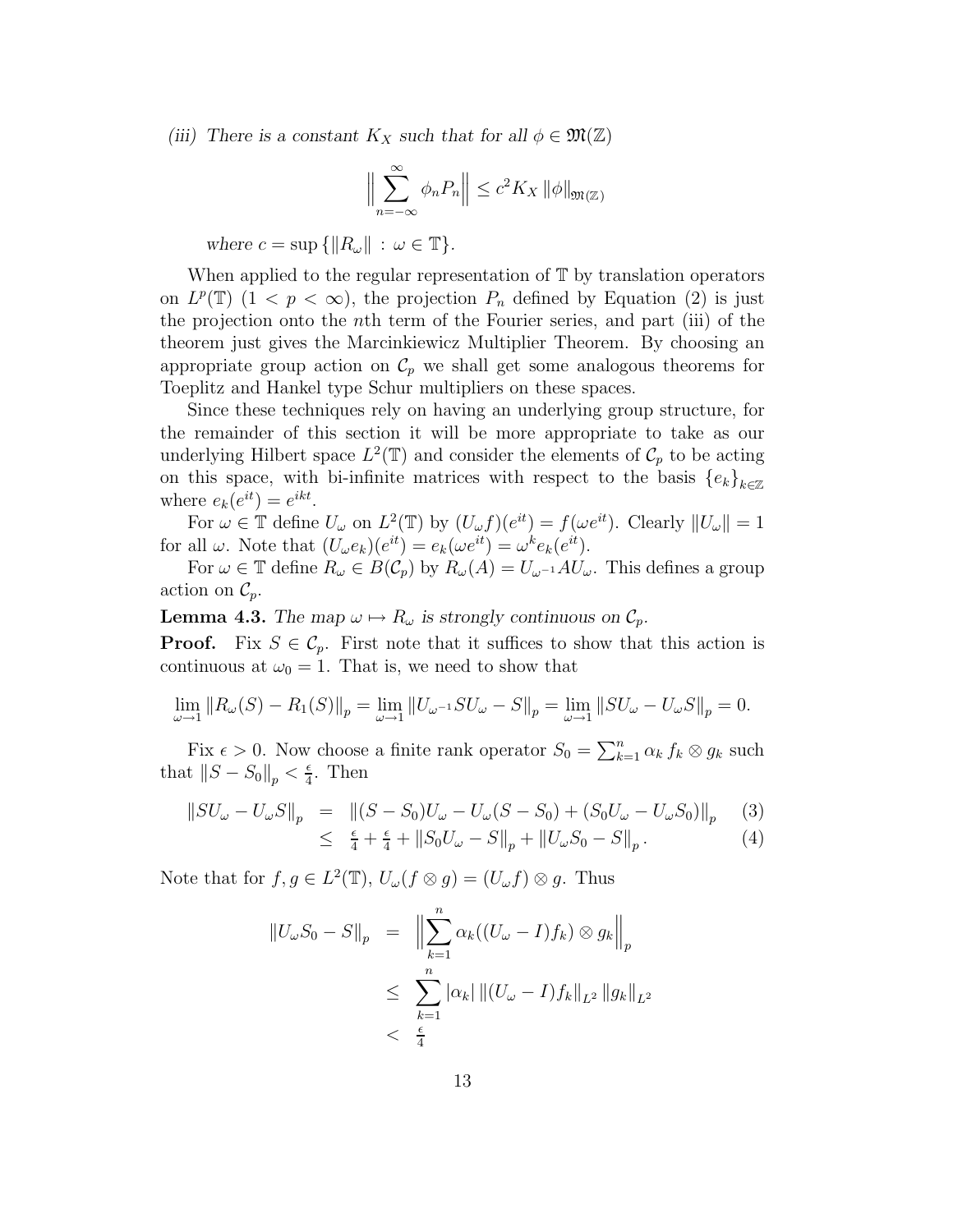*(iii) There is a constant $K_X$ such that for all $\phi \in \mathfrak{M}(\mathbb{Z})$*

$$\Big\| \sum_{n=-\infty}^{\infty} \phi_n P_n \Big\| \le c^2 K_X \, \|\phi\|_{\mathfrak{M}(\mathbb{Z})}$$

*where $c = \sup \{ \|R_\omega\| \, : \, \omega \in \mathbb{T}\}$.*

When applied to the regular representation of $\mathbb{T}$ by translation operators on $L^p(\mathbb{T})$ ($1 < p < \infty$), the projection $P_n$ defined by Equation (2) is just the projection onto the $n$th term of the Fourier series, and part (iii) of the theorem just gives the Marcinkiewicz Multiplier Theorem. By choosing an appropriate group action on $\mathcal{C}_p$ we shall get some analogous theorems for Toeplitz and Hankel type Schur multipliers on these spaces.

Since these techniques rely on having an underlying group structure, for the remainder of this section it will be more appropriate to take as our underlying Hilbert space $L^2(\mathbb{T})$ and consider the elements of $\mathcal{C}_p$ to be acting on this space, with bi-infinite matrices with respect to the basis $\{e_k\}_{k\in\mathbb{Z}}$ where $e_k(e^{it}) = e^{ikt}$.

For $\omega \in \mathbb{T}$ define $U_\omega$ on $L^2(\mathbb{T})$ by $(U_\omega f)(e^{it}) = f(\omega e^{it})$. Clearly $\|U_\omega\| = 1$ for all $\omega$. Note that $(U_\omega e_k)(e^{it}) = e_k(\omega e^{it}) = \omega^k e_k(e^{it})$.

For $\omega \in \mathbb{T}$ define $R_\omega \in B(\mathcal{C}_p)$ by $R_\omega(A) = U_{\omega^{-1}} A U_\omega$. This defines a group action on $\mathcal{C}_p$.

**Lemma 4.3.** *The map $\omega \mapsto R_\omega$ is strongly continuous on $\mathcal{C}_p$.*

**Proof.** Fix $S \in \mathcal{C}_p$. First note that it suffices to show that this action is continuous at $\omega_0 = 1$. That is, we need to show that

$$\lim_{\omega\to 1} \|R_\omega(S) - R_1(S)\|_p = \lim_{\omega\to 1} \|U_{\omega^{-1}} S U_\omega - S\|_p = \lim_{\omega\to 1} \|S U_\omega - U_\omega S\|_p = 0.$$

Fix $\epsilon > 0$. Now choose a finite rank operator $S_0 = \sum_{k=1}^n \alpha_k \, f_k \otimes g_k$ such that $\|S - S_0\|_p < \frac{\epsilon}{4}$. Then

$$\begin{aligned} \|SU_\omega - U_\omega S\|_p &= \|(S - S_0)U_\omega - U_\omega(S - S_0) + (S_0 U_\omega - U_\omega S_0)\|_p & (3)\\ &\le \tfrac{\epsilon}{4} + \tfrac{\epsilon}{4} + \|S_0 U_\omega - S\|_p + \|U_\omega S_0 - S\|_p . & (4) \end{aligned}$$

Note that for $f, g \in L^2(\mathbb{T})$, $U_\omega(f \otimes g) = (U_\omega f) \otimes g$. Thus

$$\begin{aligned} \|U_\omega S_0 - S\|_p &= \Big\| \sum_{k=1}^n \alpha_k ((U_\omega - I) f_k) \otimes g_k \Big\|_p \\ &\le \sum_{k=1}^n |\alpha_k| \, \|(U_\omega - I) f_k\|_{L^2} \, \|g_k\|_{L^2} \\ &< \tfrac{\epsilon}{4} \end{aligned}$$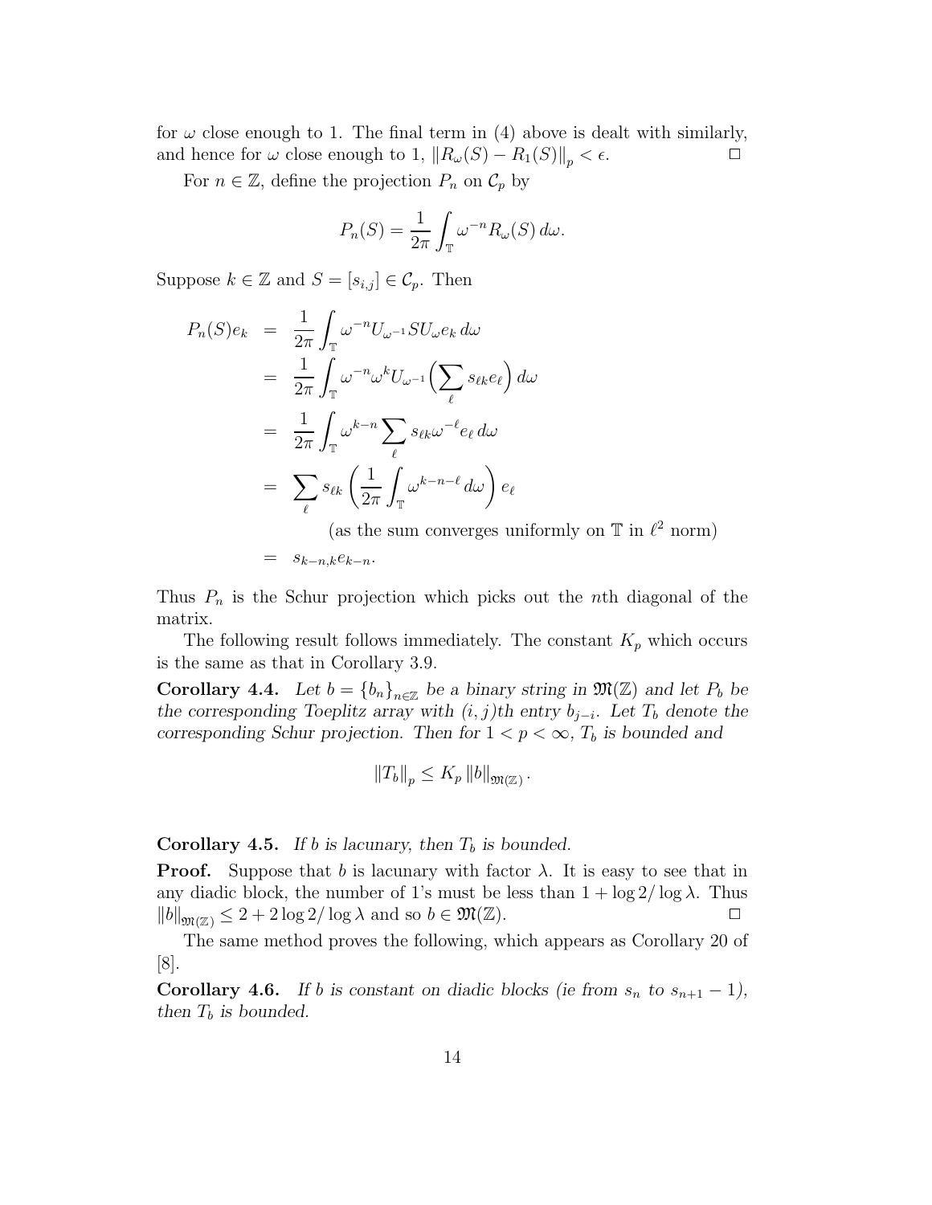for $\omega$ close enough to 1. The final term in (4) above is dealt with similarly, and hence for $\omega$ close enough to 1, $\|R_\omega(S) - R_1(S)\|_p < \epsilon$. $\square$

For $n \in \mathbb{Z}$, define the projection $P_n$ on $\mathcal{C}_p$ by

$$P_n(S) = \frac{1}{2\pi} \int_{\mathbb{T}} \omega^{-n} R_\omega(S) \, d\omega.$$

Suppose $k \in \mathbb{Z}$ and $S = [s_{i,j}] \in \mathcal{C}_p$. Then

$$\begin{aligned}
P_n(S)e_k &= \frac{1}{2\pi} \int_{\mathbb{T}} \omega^{-n} U_{\omega^{-1}} S U_\omega e_k \, d\omega \\
&= \frac{1}{2\pi} \int_{\mathbb{T}} \omega^{-n} \omega^k U_{\omega^{-1}} \Big( \sum_\ell s_{\ell k} e_\ell \Big) \, d\omega \\
&= \frac{1}{2\pi} \int_{\mathbb{T}} \omega^{k-n} \sum_\ell s_{\ell k} \omega^{-\ell} e_\ell \, d\omega \\
&= \sum_\ell s_{\ell k} \left( \frac{1}{2\pi} \int_{\mathbb{T}} \omega^{k-n-\ell} \, d\omega \right) e_\ell \\
&\qquad \text{(as the sum converges uniformly on } \mathbb{T} \text{ in } \ell^2 \text{ norm)} \\
&= s_{k-n,k} e_{k-n}.
\end{aligned}$$

Thus $P_n$ is the Schur projection which picks out the $n$th diagonal of the matrix.

The following result follows immediately. The constant $K_p$ which occurs is the same as that in Corollary 3.9.

**Corollary 4.4.** *Let $b = \{b_n\}_{n \in \mathbb{Z}}$ be a binary string in $\mathfrak{M}(\mathbb{Z})$ and let $P_b$ be the corresponding Toeplitz array with $(i,j)$th entry $b_{j-i}$. Let $T_b$ denote the corresponding Schur projection. Then for $1 < p < \infty$, $T_b$ is bounded and*

$$\|T_b\|_p \le K_p \|b\|_{\mathfrak{M}(\mathbb{Z})}.$$

**Corollary 4.5.** *If $b$ is lacunary, then $T_b$ is bounded.*

**Proof.** Suppose that $b$ is lacunary with factor $\lambda$. It is easy to see that in any diadic block, the number of 1's must be less than $1 + \log 2/\log \lambda$. Thus $\|b\|_{\mathfrak{M}(\mathbb{Z})} \le 2 + 2\log 2/\log \lambda$ and so $b \in \mathfrak{M}(\mathbb{Z})$. $\square$

The same method proves the following, which appears as Corollary 20 of [8].

**Corollary 4.6.** *If $b$ is constant on diadic blocks (ie from $s_n$ to $s_{n+1} - 1$), then $T_b$ is bounded.*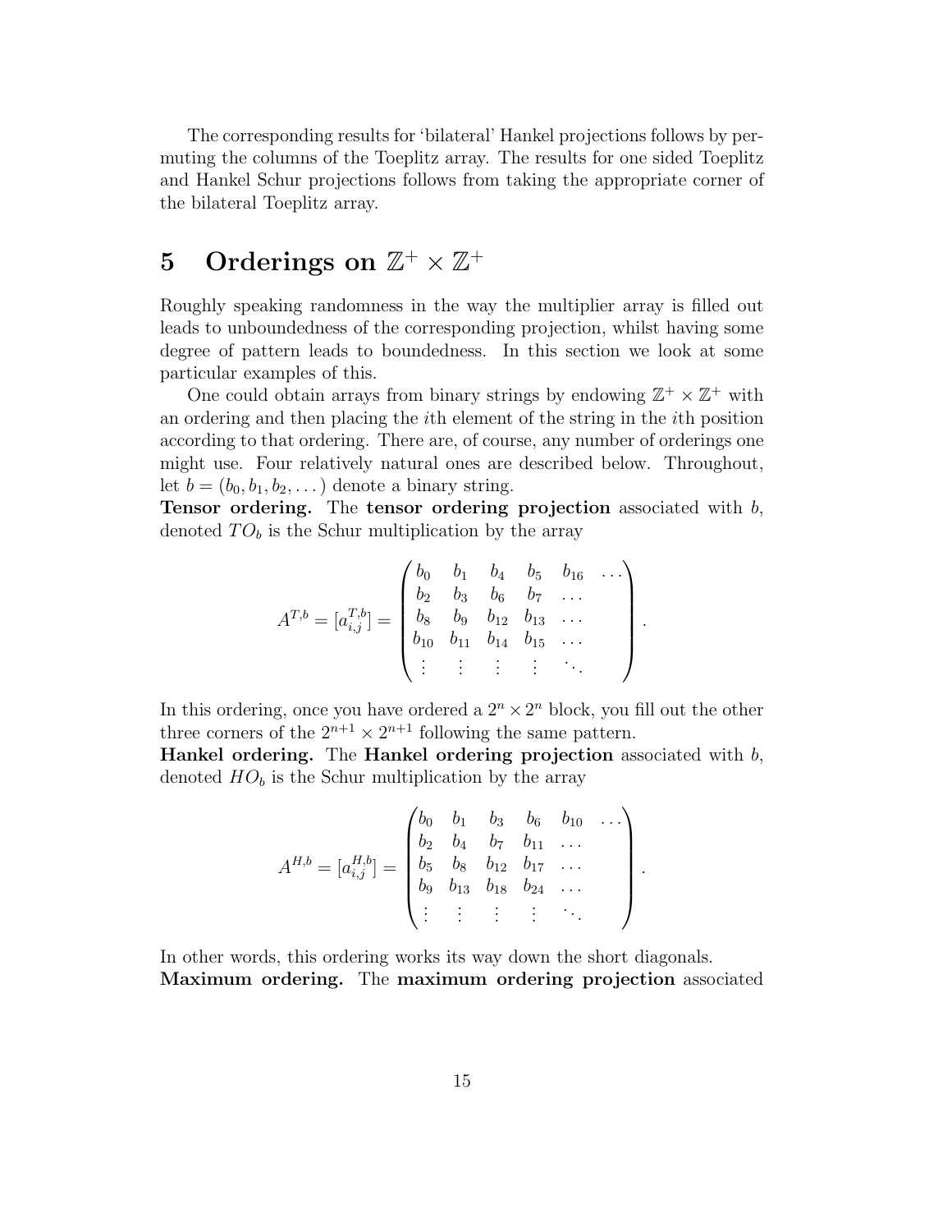The corresponding results for 'bilateral' Hankel projections follows by permuting the columns of the Toeplitz array. The results for one sided Toeplitz and Hankel Schur projections follows from taking the appropriate corner of the bilateral Toeplitz array.

# 5 Orderings on $\mathbb{Z}^+ \times \mathbb{Z}^+$

Roughly speaking randomness in the way the multiplier array is filled out leads to unboundedness of the corresponding projection, whilst having some degree of pattern leads to boundedness. In this section we look at some particular examples of this.

One could obtain arrays from binary strings by endowing $\mathbb{Z}^+ \times \mathbb{Z}^+$ with an ordering and then placing the $i$th element of the string in the $i$th position according to that ordering. There are, of course, any number of orderings one might use. Four relatively natural ones are described below. Throughout, let $b = (b_0, b_1, b_2, \dots)$ denote a binary string.

**Tensor ordering.** The **tensor ordering projection** associated with $b$, denoted $TO_b$ is the Schur multiplication by the array

$$A^{T,b} = [a^{T,b}_{i,j}] = \begin{pmatrix} b_0 & b_1 & b_4 & b_5 & b_{16} & \dots \\ b_2 & b_3 & b_6 & b_7 & \dots & \\ b_8 & b_9 & b_{12} & b_{13} & \dots & \\ b_{10} & b_{11} & b_{14} & b_{15} & \dots & \\ \vdots & \vdots & \vdots & \vdots & \ddots & \end{pmatrix}.$$

In this ordering, once you have ordered a $2^n \times 2^n$ block, you fill out the other three corners of the $2^{n+1} \times 2^{n+1}$ following the same pattern.

**Hankel ordering.** The **Hankel ordering projection** associated with $b$, denoted $HO_b$ is the Schur multiplication by the array

$$A^{H,b} = [a^{H,b}_{i,j}] = \begin{pmatrix} b_0 & b_1 & b_3 & b_6 & b_{10} & \dots \\ b_2 & b_4 & b_7 & b_{11} & \dots & \\ b_5 & b_8 & b_{12} & b_{17} & \dots & \\ b_9 & b_{13} & b_{18} & b_{24} & \dots & \\ \vdots & \vdots & \vdots & \vdots & \ddots & \end{pmatrix}.$$

In other words, this ordering works its way down the short diagonals.

**Maximum ordering.** The **maximum ordering projection** associated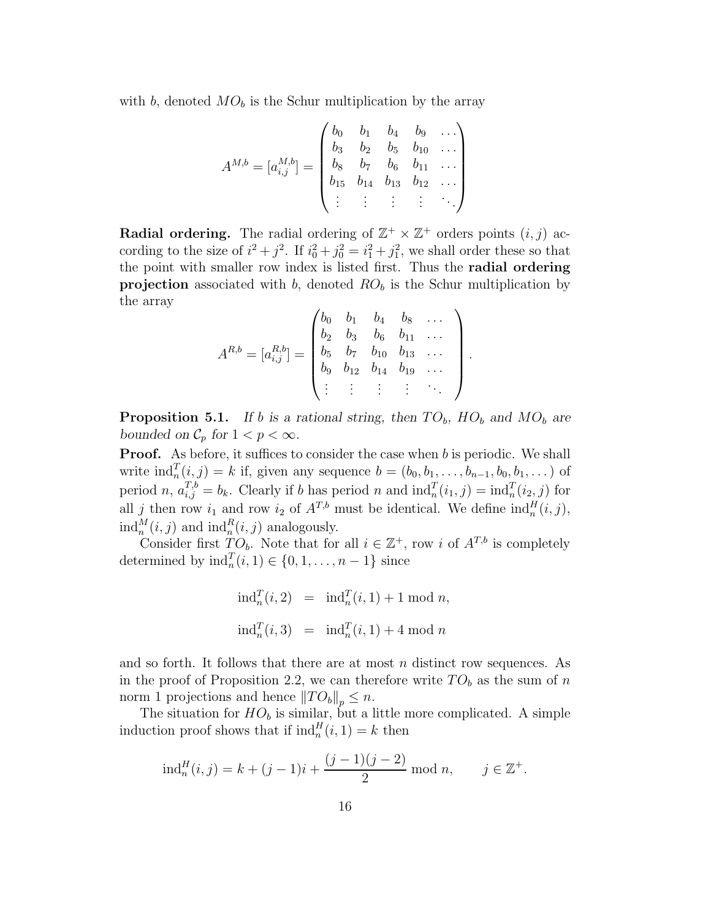with $b$, denoted $MO_b$ is the Schur multiplication by the array

$$A^{M,b} = [a_{i,j}^{M,b}] = \begin{pmatrix} b_0 & b_1 & b_4 & b_9 & \dots \\ b_3 & b_2 & b_5 & b_{10} & \dots \\ b_8 & b_7 & b_6 & b_{11} & \dots \\ b_{15} & b_{14} & b_{13} & b_{12} & \dots \\ \vdots & \vdots & \vdots & \vdots & \ddots \end{pmatrix}$$

**Radial ordering.** The radial ordering of $\mathbb{Z}^+ \times \mathbb{Z}^+$ orders points $(i,j)$ according to the size of $i^2 + j^2$. If $i_0^2 + j_0^2 = i_1^2 + j_1^2$, we shall order these so that the point with smaller row index is listed first. Thus the **radial ordering projection** associated with $b$, denoted $RO_b$ is the Schur multiplication by the array

$$A^{R,b} = [a_{i,j}^{R,b}] = \begin{pmatrix} b_0 & b_1 & b_4 & b_8 & \dots \\ b_2 & b_3 & b_6 & b_{11} & \dots \\ b_5 & b_7 & b_{10} & b_{13} & \dots \\ b_9 & b_{12} & b_{14} & b_{19} & \dots \\ \vdots & \vdots & \vdots & \vdots & \ddots \end{pmatrix}.$$

**Proposition 5.1.** *If $b$ is a rational string, then $TO_b$, $HO_b$ and $MO_b$ are bounded on $\mathcal{C}_p$ for $1 < p < \infty$.*

**Proof.** As before, it suffices to consider the case when $b$ is periodic. We shall write $\text{ind}_n^T(i,j) = k$ if, given any sequence $b = (b_0, b_1, \dots, b_{n-1}, b_0, b_1, \dots)$ of period $n$, $a_{i,j}^{T,b} = b_k$. Clearly if $b$ has period $n$ and $\text{ind}_n^T(i_1, j) = \text{ind}_n^T(i_2, j)$ for all $j$ then row $i_1$ and row $i_2$ of $A^{T,b}$ must be identical. We define $\text{ind}_n^H(i,j)$, $\text{ind}_n^M(i,j)$ and $\text{ind}_n^R(i,j)$ analogously.

Consider first $TO_b$. Note that for all $i \in \mathbb{Z}^+$, row $i$ of $A^{T,b}$ is completely determined by $\text{ind}_n^T(i,1) \in \{0, 1, \dots, n-1\}$ since

$$\begin{aligned} \text{ind}_n^T(i,2) &= \text{ind}_n^T(i,1) + 1 \bmod n, \\ \text{ind}_n^T(i,3) &= \text{ind}_n^T(i,1) + 4 \bmod n \end{aligned}$$

and so forth. It follows that there are at most $n$ distinct row sequences. As in the proof of Proposition 2.2, we can therefore write $TO_b$ as the sum of $n$ norm 1 projections and hence $\|TO_b\|_p \le n$.

The situation for $HO_b$ is similar, but a little more complicated. A simple induction proof shows that if $\text{ind}_n^H(i,1) = k$ then

$$\text{ind}_n^H(i,j) = k + (j-1)i + \frac{(j-1)(j-2)}{2} \bmod n, \qquad j \in \mathbb{Z}^+.$$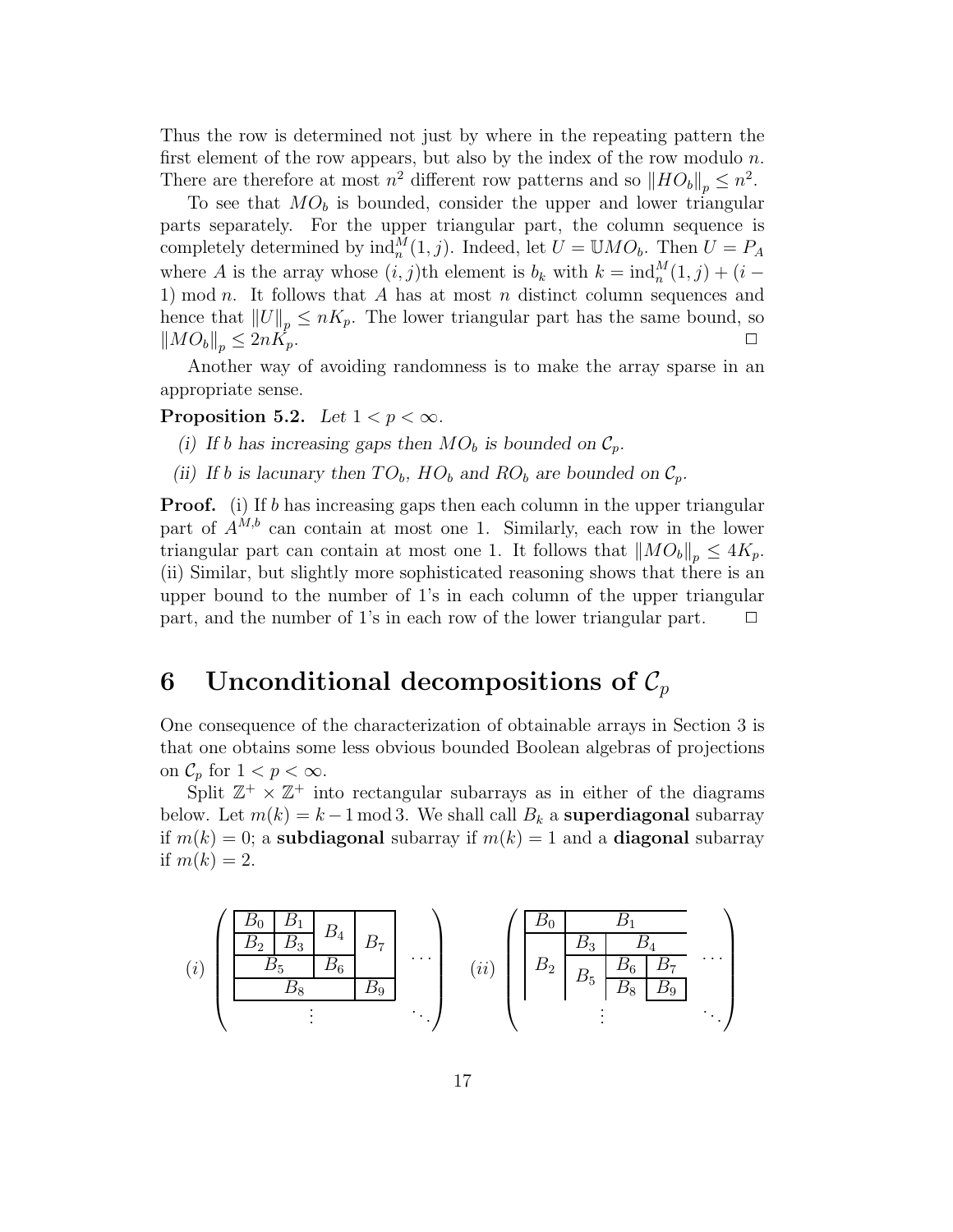Thus the row is determined not just by where in the repeating pattern the first element of the row appears, but also by the index of the row modulo $n$. There are therefore at most $n^2$ different row patterns and so $\|HO_b\|_p \le n^2$.

To see that $MO_b$ is bounded, consider the upper and lower triangular parts separately. For the upper triangular part, the column sequence is completely determined by $\mathrm{ind}_n^M(1,j)$. Indeed, let $U = \mathbb{U}MO_b$. Then $U = P_A$ where $A$ is the array whose $(i,j)$th element is $b_k$ with $k = \mathrm{ind}_n^M(1,j) + (i-1) \bmod n$. It follows that $A$ has at most $n$ distinct column sequences and hence that $\|U\|_p \le nK_p$. The lower triangular part has the same bound, so $\|MO_b\|_p \le 2nK_p$. □

Another way of avoiding randomness is to make the array sparse in an appropriate sense.

**Proposition 5.2.** *Let $1 < p < \infty$.*

*(i) If $b$ has increasing gaps then $MO_b$ is bounded on $\mathcal{C}_p$.*

*(ii) If $b$ is lacunary then $TO_b$, $HO_b$ and $RO_b$ are bounded on $\mathcal{C}_p$.*

**Proof.** (i) If $b$ has increasing gaps then each column in the upper triangular part of $A^{M,b}$ can contain at most one 1. Similarly, each row in the lower triangular part can contain at most one 1. It follows that $\|MO_b\|_p \le 4K_p$.
(ii) Similar, but slightly more sophisticated reasoning shows that there is an upper bound to the number of 1's in each column of the upper triangular part, and the number of 1's in each row of the lower triangular part. □

## 6 Unconditional decompositions of $\mathcal{C}_p$

One consequence of the characterization of obtainable arrays in Section 3 is that one obtains some less obvious bounded Boolean algebras of projections on $\mathcal{C}_p$ for $1 < p < \infty$.

Split $\mathbb{Z}^+ \times \mathbb{Z}^+$ into rectangular subarrays as in either of the diagrams below. Let $m(k) = k - 1 \bmod 3$. We shall call $B_k$ a **superdiagonal** subarray if $m(k) = 0$; a **subdiagonal** subarray if $m(k) = 1$ and a **diagonal** subarray if $m(k) = 2$.

(i) $B_0$ $B_1$ $B_2$ $B_3$ $B_4$ $B_5$ $B_6$ $B_7$ $B_8$ $B_9$ $\cdots$ $\vdots$ $\ddots$

(ii) $B_0$ $B_1$ $B_2$ $B_3$ $B_4$ $B_5$ $B_6$ $B_7$ $B_8$ $B_9$ $\cdots$ $\vdots$ $\ddots$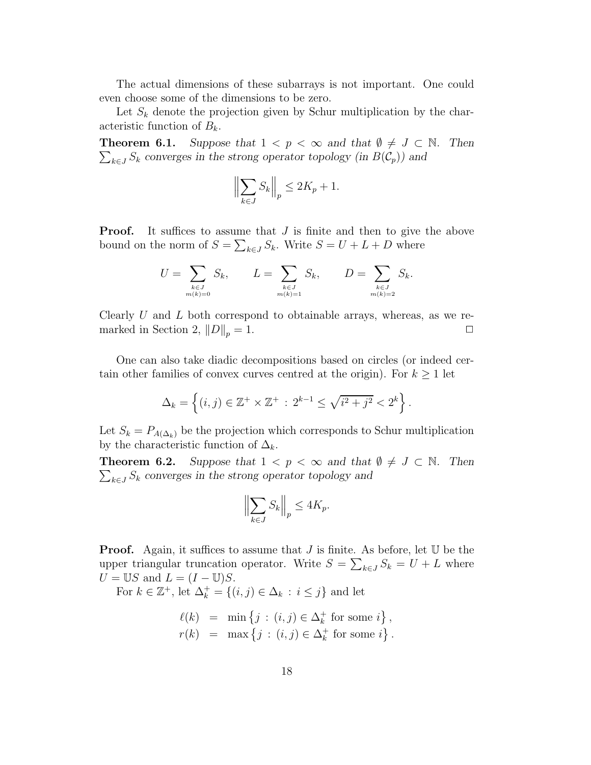The actual dimensions of these subarrays is not important. One could even choose some of the dimensions to be zero.

Let $S_k$ denote the projection given by Schur multiplication by the characteristic function of $B_k$.

**Theorem 6.1.** *Suppose that $1 < p < \infty$ and that $\emptyset \neq J \subset \mathbb{N}$. Then $\sum_{k \in J} S_k$ converges in the strong operator topology (in $B(\mathcal{C}_p)$) and*

$$\Big\| \sum_{k \in J} S_k \Big\|_p \leq 2K_p + 1.$$

**Proof.** It suffices to assume that $J$ is finite and then to give the above bound on the norm of $S = \sum_{k \in J} S_k$. Write $S = U + L + D$ where

$$U = \sum_{\substack{k \in J \\ m(k)=0}} S_k, \qquad L = \sum_{\substack{k \in J \\ m(k)=1}} S_k, \qquad D = \sum_{\substack{k \in J \\ m(k)=2}} S_k.$$

Clearly $U$ and $L$ both correspond to obtainable arrays, whereas, as we remarked in Section 2, $\|D\|_p = 1$. □

One can also take diadic decompositions based on circles (or indeed certain other families of convex curves centred at the origin). For $k \geq 1$ let

$$\Delta_k = \left\{ (i,j) \in \mathbb{Z}^+ \times \mathbb{Z}^+ \,:\, 2^{k-1} \leq \sqrt{i^2 + j^2} < 2^k \right\}.$$

Let $S_k = P_{A(\Delta_k)}$ be the projection which corresponds to Schur multiplication by the characteristic function of $\Delta_k$.

**Theorem 6.2.** *Suppose that $1 < p < \infty$ and that $\emptyset \neq J \subset \mathbb{N}$. Then $\sum_{k \in J} S_k$ converges in the strong operator topology and*

$$\Big\| \sum_{k \in J} S_k \Big\|_p \leq 4K_p.$$

**Proof.** Again, it suffices to assume that $J$ is finite. As before, let $\mathbb{U}$ be the upper triangular truncation operator. Write $S = \sum_{k \in J} S_k = U + L$ where $U = \mathbb{U}S$ and $L = (I - \mathbb{U})S$.

For $k \in \mathbb{Z}^+$, let $\Delta_k^+ = \{(i,j) \in \Delta_k \,:\, i \leq j\}$ and let

$$\begin{aligned} \ell(k) &= \min \left\{ j \,:\, (i,j) \in \Delta_k^+ \text{ for some } i \right\}, \\ r(k) &= \max \left\{ j \,:\, (i,j) \in \Delta_k^+ \text{ for some } i \right\}. \end{aligned}$$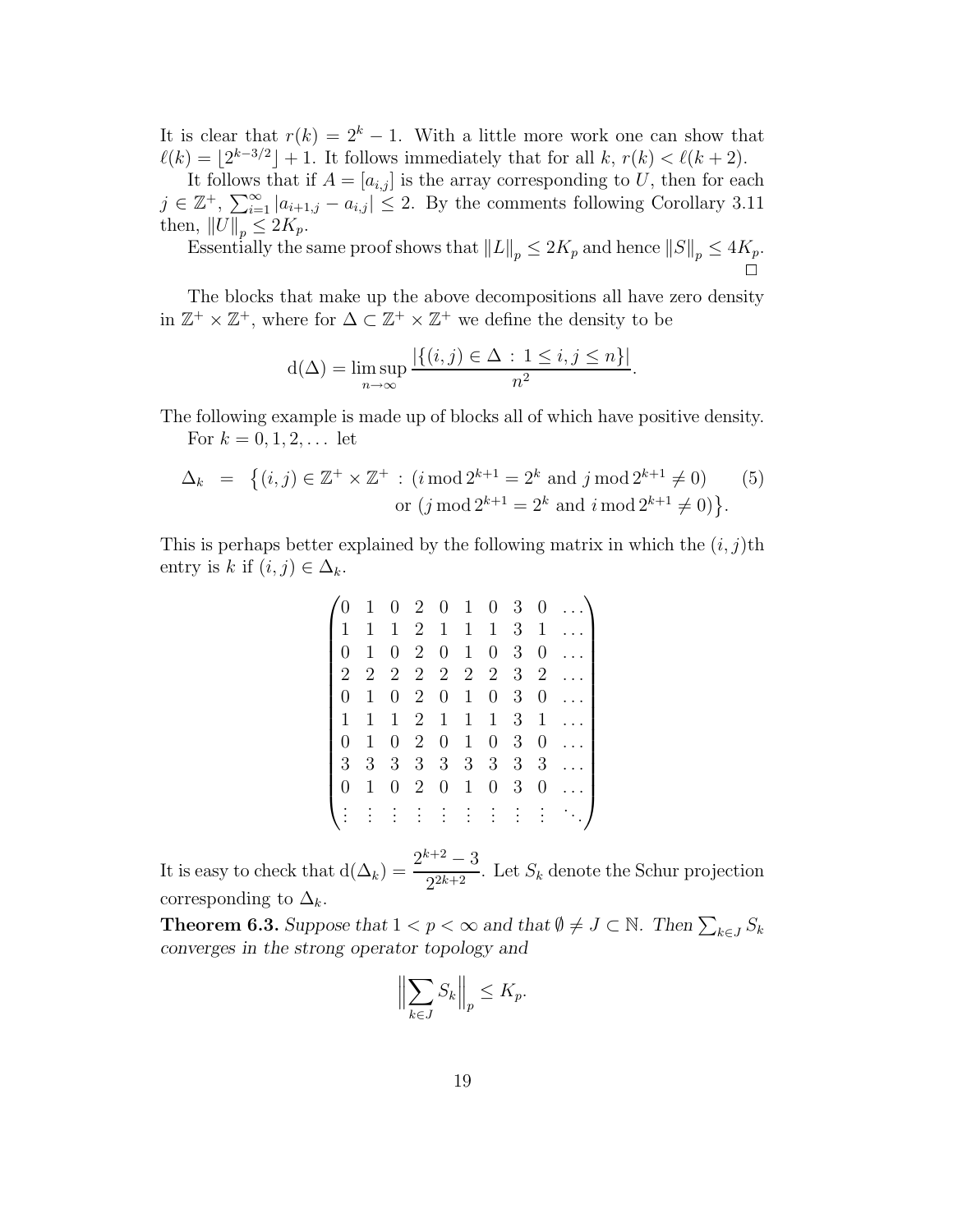It is clear that $r(k) = 2^k - 1$. With a little more work one can show that $\ell(k) = \lfloor 2^{k-3/2} \rfloor + 1$. It follows immediately that for all $k$, $r(k) < \ell(k+2)$.

It follows that if $A = [a_{i,j}]$ is the array corresponding to $U$, then for each $j \in \mathbb{Z}^+$, $\sum_{i=1}^{\infty} |a_{i+1,j} - a_{i,j}| \le 2$. By the comments following Corollary 3.11 then, $\|U\|_p \le 2K_p$.

Essentially the same proof shows that $\|L\|_p \le 2K_p$ and hence $\|S\|_p \le 4K_p$. $\square$

The blocks that make up the above decompositions all have zero density in $\mathbb{Z}^+ \times \mathbb{Z}^+$, where for $\Delta \subset \mathbb{Z}^+ \times \mathbb{Z}^+$ we define the density to be

$$\mathrm{d}(\Delta) = \limsup_{n\to\infty} \frac{|\{(i,j) \in \Delta \,:\, 1 \le i,j \le n\}|}{n^2}.$$

The following example is made up of blocks all of which have positive density.

For $k = 0, 1, 2, \dots$ let

$$\begin{aligned} \Delta_k \;=\; \big\{(i,j) \in \mathbb{Z}^+ \times \mathbb{Z}^+ \,:\, & (i \bmod 2^{k+1} = 2^k \text{ and } j \bmod 2^{k+1} \ne 0) \\ & \text{or } (j \bmod 2^{k+1} = 2^k \text{ and } i \bmod 2^{k+1} \ne 0)\big\}. \end{aligned} \tag{5}$$

This is perhaps better explained by the following matrix in which the $(i,j)$th entry is $k$ if $(i,j) \in \Delta_k$.

$$\begin{pmatrix}
0 & 1 & 0 & 2 & 0 & 1 & 0 & 3 & 0 & \dots \\
1 & 1 & 1 & 2 & 1 & 1 & 1 & 3 & 1 & \dots \\
0 & 1 & 0 & 2 & 0 & 1 & 0 & 3 & 0 & \dots \\
2 & 2 & 2 & 2 & 2 & 2 & 2 & 3 & 2 & \dots \\
0 & 1 & 0 & 2 & 0 & 1 & 0 & 3 & 0 & \dots \\
1 & 1 & 1 & 2 & 1 & 1 & 1 & 3 & 1 & \dots \\
0 & 1 & 0 & 2 & 0 & 1 & 0 & 3 & 0 & \dots \\
3 & 3 & 3 & 3 & 3 & 3 & 3 & 3 & 3 & \dots \\
0 & 1 & 0 & 2 & 0 & 1 & 0 & 3 & 0 & \dots \\
\vdots & \vdots & \vdots & \vdots & \vdots & \vdots & \vdots & \vdots & \vdots & \ddots
\end{pmatrix}$$

It is easy to check that $\mathrm{d}(\Delta_k) = \dfrac{2^{k+2}-3}{2^{2k+2}}$. Let $S_k$ denote the Schur projection corresponding to $\Delta_k$.

**Theorem 6.3.** *Suppose that $1 < p < \infty$ and that $\emptyset \ne J \subset \mathbb{N}$. Then $\sum_{k\in J} S_k$ converges in the strong operator topology and*

$$\Big\| \sum_{k\in J} S_k \Big\|_p \le K_p.$$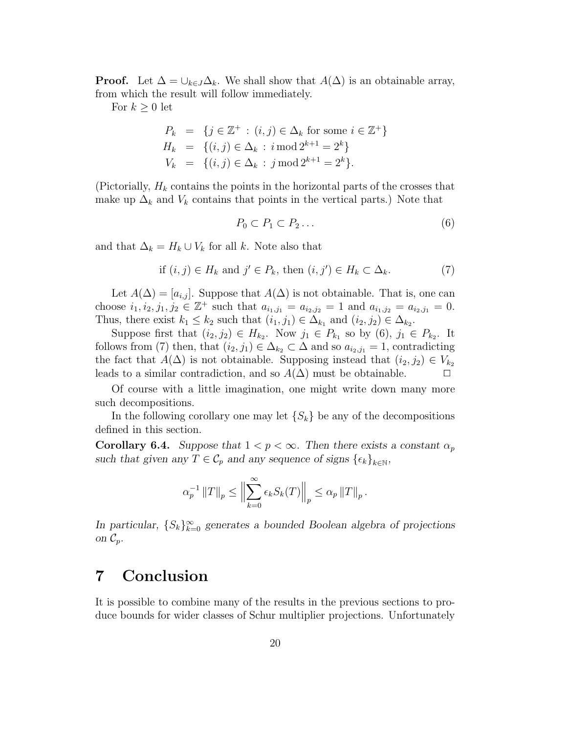**Proof.** Let $\Delta = \cup_{k \in J} \Delta_k$. We shall show that $A(\Delta)$ is an obtainable array, from which the result will follow immediately.

For $k \geq 0$ let

$$
\begin{aligned}
P_k &= \{j \in \mathbb{Z}^+ : (i,j) \in \Delta_k \text{ for some } i \in \mathbb{Z}^+\} \\
H_k &= \{(i,j) \in \Delta_k : i \bmod 2^{k+1} = 2^k\} \\
V_k &= \{(i,j) \in \Delta_k : j \bmod 2^{k+1} = 2^k\}.
\end{aligned}
$$

(Pictorially, $H_k$ contains the points in the horizontal parts of the crosses that make up $\Delta_k$ and $V_k$ contains that points in the vertical parts.) Note that

$$
P_0 \subset P_1 \subset P_2 \ldots \tag{6}
$$

and that $\Delta_k = H_k \cup V_k$ for all $k$. Note also that

$$
\text{if } (i,j) \in H_k \text{ and } j' \in P_k, \text{ then } (i,j') \in H_k \subset \Delta_k. \tag{7}
$$

Let $A(\Delta) = [a_{i,j}]$. Suppose that $A(\Delta)$ is not obtainable. That is, one can choose $i_1, i_2, j_1, j_2 \in \mathbb{Z}^+$ such that $a_{i_1,j_1} = a_{i_2,j_2} = 1$ and $a_{i_1,j_2} = a_{i_2,j_1} = 0$. Thus, there exist $k_1 \leq k_2$ such that $(i_1, j_1) \in \Delta_{k_1}$ and $(i_2, j_2) \in \Delta_{k_2}$.

Suppose first that $(i_2, j_2) \in H_{k_2}$. Now $j_1 \in P_{k_1}$ so by (6), $j_1 \in P_{k_2}$. It follows from (7) then, that $(i_2, j_1) \in \Delta_{k_2} \subset \Delta$ and so $a_{i_2,j_1} = 1$, contradicting the fact that $A(\Delta)$ is not obtainable. Supposing instead that $(i_2, j_2) \in V_{k_2}$ leads to a similar contradiction, and so $A(\Delta)$ must be obtainable. □

Of course with a little imagination, one might write down many more such decompositions.

In the following corollary one may let $\{S_k\}$ be any of the decompositions defined in this section.

**Corollary 6.4.** *Suppose that $1 < p < \infty$. Then there exists a constant $\alpha_p$ such that given any $T \in \mathcal{C}_p$ and any sequence of signs $\{\epsilon_k\}_{k \in \mathbb{N}}$,*

$$
\alpha_p^{-1} \|T\|_p \leq \left\| \sum_{k=0}^{\infty} \epsilon_k S_k(T) \right\|_p \leq \alpha_p \|T\|_p .
$$

*In particular, $\{S_k\}_{k=0}^{\infty}$ generates a bounded Boolean algebra of projections on $\mathcal{C}_p$.*

# 7 Conclusion

It is possible to combine many of the results in the previous sections to produce bounds for wider classes of Schur multiplier projections. Unfortunately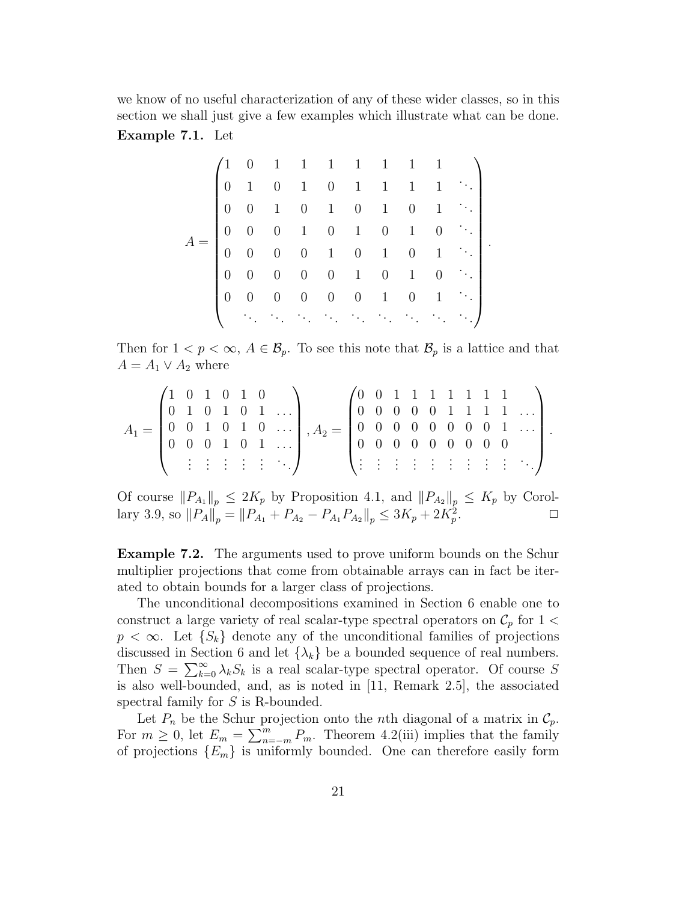we know of no useful characterization of any of these wider classes, so in this section we shall just give a few examples which illustrate what can be done.

**Example 7.1.** Let

$$A = \begin{pmatrix} 1 & 0 & 1 & 1 & 1 & 1 & 1 & 1 & 1 & \\ 0 & 1 & 0 & 1 & 0 & 1 & 1 & 1 & 1 & \ddots \\ 0 & 0 & 1 & 0 & 1 & 0 & 1 & 0 & 1 & \ddots \\ 0 & 0 & 0 & 1 & 0 & 1 & 0 & 1 & 0 & \ddots \\ 0 & 0 & 0 & 0 & 1 & 0 & 1 & 0 & 1 & \ddots \\ 0 & 0 & 0 & 0 & 0 & 1 & 0 & 1 & 0 & \ddots \\ 0 & 0 & 0 & 0 & 0 & 0 & 1 & 0 & 1 & \ddots \\ & \ddots & \ddots & \ddots & \ddots & \ddots & \ddots & \ddots & \ddots & \ddots \end{pmatrix}.$$

Then for $1 < p < \infty$, $A \in \mathcal{B}_p$. To see this note that $\mathcal{B}_p$ is a lattice and that $A = A_1 \vee A_2$ where

$$A_1 = \begin{pmatrix} 1 & 0 & 1 & 0 & 1 & 0 & \\ 0 & 1 & 0 & 1 & 0 & 1 & \dots \\ 0 & 0 & 1 & 0 & 1 & 0 & \dots \\ 0 & 0 & 0 & 1 & 0 & 1 & \dots \\ & \vdots & \vdots & \vdots & \vdots & \vdots & \ddots \end{pmatrix}, A_2 = \begin{pmatrix} 0 & 0 & 1 & 1 & 1 & 1 & 1 & 1 & 1 & \\ 0 & 0 & 0 & 0 & 0 & 1 & 1 & 1 & 1 & \dots \\ 0 & 0 & 0 & 0 & 0 & 0 & 0 & 0 & 1 & \dots \\ 0 & 0 & 0 & 0 & 0 & 0 & 0 & 0 & 0 & \\ \vdots & \vdots & \vdots & \vdots & \vdots & \vdots & \vdots & \vdots & \vdots & \ddots \end{pmatrix}.$$

Of course $\|P_{A_1}\|_p \leq 2K_p$ by Proposition 4.1, and $\|P_{A_2}\|_p \leq K_p$ by Corollary 3.9, so $\|P_A\|_p = \|P_{A_1} + P_{A_2} - P_{A_1}P_{A_2}\|_p \leq 3K_p + 2K_p^2$. □

**Example 7.2.** The arguments used to prove uniform bounds on the Schur multiplier projections that come from obtainable arrays can in fact be iterated to obtain bounds for a larger class of projections.

The unconditional decompositions examined in Section 6 enable one to construct a large variety of real scalar-type spectral operators on $\mathcal{C}_p$ for $1 < p < \infty$. Let $\{S_k\}$ denote any of the unconditional families of projections discussed in Section 6 and let $\{\lambda_k\}$ be a bounded sequence of real numbers. Then $S = \sum_{k=0}^{\infty} \lambda_k S_k$ is a real scalar-type spectral operator. Of course $S$ is also well-bounded, and, as is noted in [11, Remark 2.5], the associated spectral family for $S$ is R-bounded.

Let $P_n$ be the Schur projection onto the $n$th diagonal of a matrix in $\mathcal{C}_p$. For $m \geq 0$, let $E_m = \sum_{n=-m}^{m} P_m$. Theorem 4.2(iii) implies that the family of projections $\{E_m\}$ is uniformly bounded. One can therefore easily form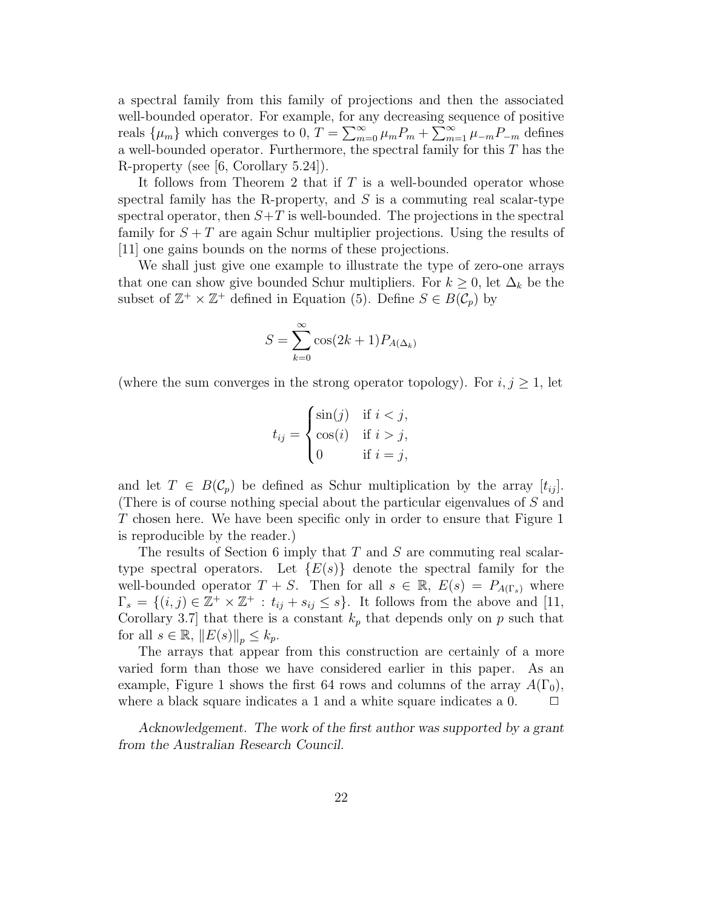a spectral family from this family of projections and then the associated well-bounded operator. For example, for any decreasing sequence of positive reals $\{\mu_m\}$ which converges to 0, $T = \sum_{m=0}^{\infty} \mu_m P_m + \sum_{m=1}^{\infty} \mu_{-m} P_{-m}$ defines a well-bounded operator. Furthermore, the spectral family for this $T$ has the R-property (see [6, Corollary 5.24]).

It follows from Theorem 2 that if $T$ is a well-bounded operator whose spectral family has the R-property, and $S$ is a commuting real scalar-type spectral operator, then $S+T$ is well-bounded. The projections in the spectral family for $S+T$ are again Schur multiplier projections. Using the results of [11] one gains bounds on the norms of these projections.

We shall just give one example to illustrate the type of zero-one arrays that one can show give bounded Schur multipliers. For $k \geq 0$, let $\Delta_k$ be the subset of $\mathbb{Z}^+ \times \mathbb{Z}^+$ defined in Equation (5). Define $S \in B(\mathcal{C}_p)$ by

$$S = \sum_{k=0}^{\infty} \cos(2k+1) P_{A(\Delta_k)}$$

(where the sum converges in the strong operator topology). For $i, j \geq 1$, let

$$t_{ij} = \begin{cases} \sin(j) & \text{if } i < j, \\ \cos(i) & \text{if } i > j, \\ 0 & \text{if } i = j, \end{cases}$$

and let $T \in B(\mathcal{C}_p)$ be defined as Schur multiplication by the array $[t_{ij}]$. (There is of course nothing special about the particular eigenvalues of $S$ and $T$ chosen here. We have been specific only in order to ensure that Figure 1 is reproducible by the reader.)

The results of Section 6 imply that $T$ and $S$ are commuting real scalar-type spectral operators. Let $\{E(s)\}$ denote the spectral family for the well-bounded operator $T+S$. Then for all $s \in \mathbb{R}$, $E(s) = P_{A(\Gamma_s)}$ where $\Gamma_s = \{(i,j) \in \mathbb{Z}^+ \times \mathbb{Z}^+ : t_{ij} + s_{ij} \leq s\}$. It follows from the above and [11, Corollary 3.7] that there is a constant $k_p$ that depends only on $p$ such that for all $s \in \mathbb{R}$, $\|E(s)\|_p \leq k_p$.

The arrays that appear from this construction are certainly of a more varied form than those we have considered earlier in this paper. As an example, Figure 1 shows the first 64 rows and columns of the array $A(\Gamma_0)$, where a black square indicates a 1 and a white square indicates a 0. $\square$

*Acknowledgement. The work of the first author was supported by a grant from the Australian Research Council.*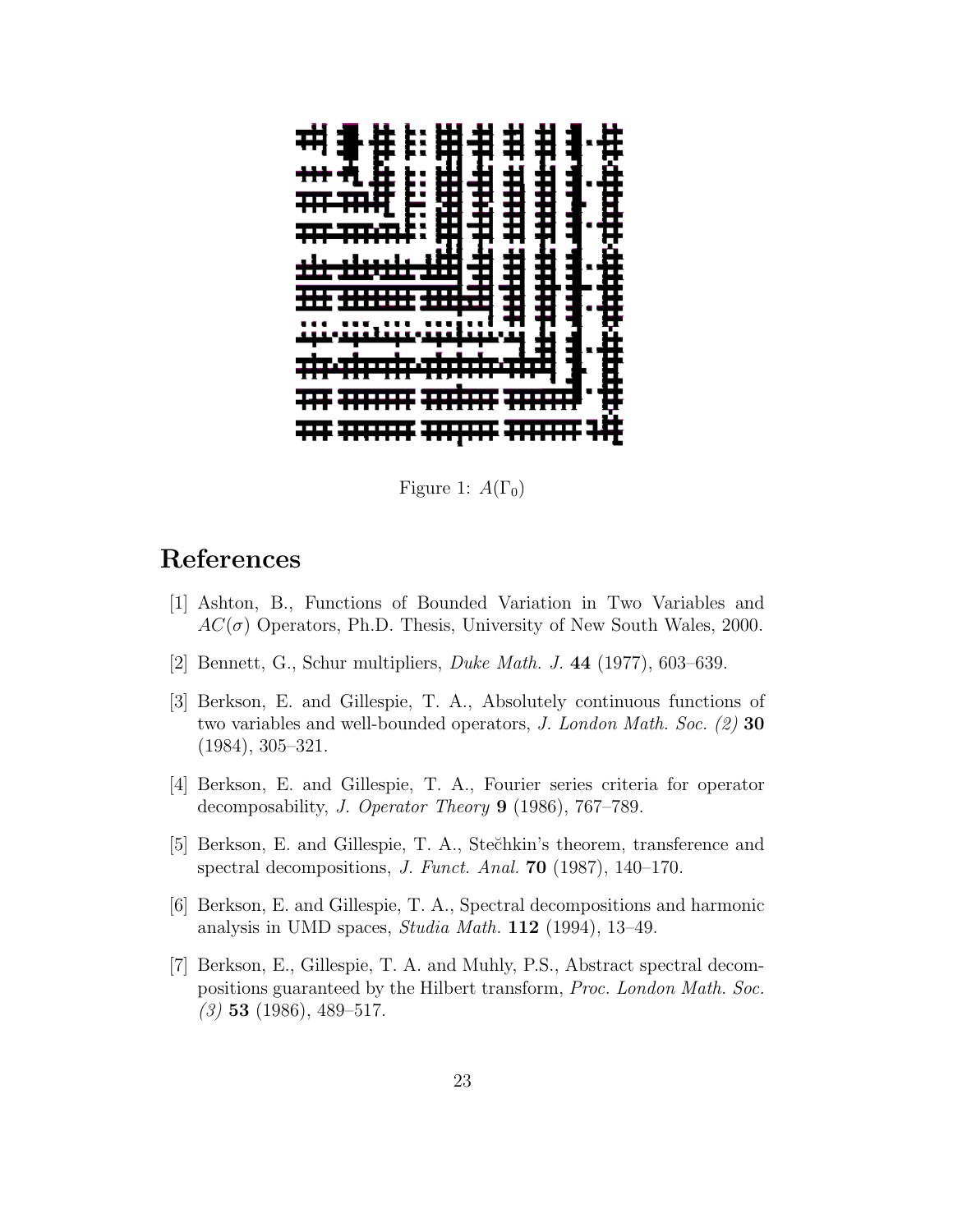Figure 1: $A(\Gamma_0)$

## References

[1] Ashton, B., Functions of Bounded Variation in Two Variables and $AC(\sigma)$ Operators, Ph.D. Thesis, University of New South Wales, 2000.

[2] Bennett, G., Schur multipliers, *Duke Math. J.* **44** (1977), 603–639.

[3] Berkson, E. and Gillespie, T. A., Absolutely continuous functions of two variables and well-bounded operators, *J. London Math. Soc. (2)* **30** (1984), 305–321.

[4] Berkson, E. and Gillespie, T. A., Fourier series criteria for operator decomposability, *J. Operator Theory* **9** (1986), 767–789.

[5] Berkson, E. and Gillespie, T. A., Stečhkin's theorem, transference and spectral decompositions, *J. Funct. Anal.* **70** (1987), 140–170.

[6] Berkson, E. and Gillespie, T. A., Spectral decompositions and harmonic analysis in UMD spaces, *Studia Math.* **112** (1994), 13–49.

[7] Berkson, E., Gillespie, T. A. and Muhly, P.S., Abstract spectral decompositions guaranteed by the Hilbert transform, *Proc. London Math. Soc. (3)* **53** (1986), 489–517.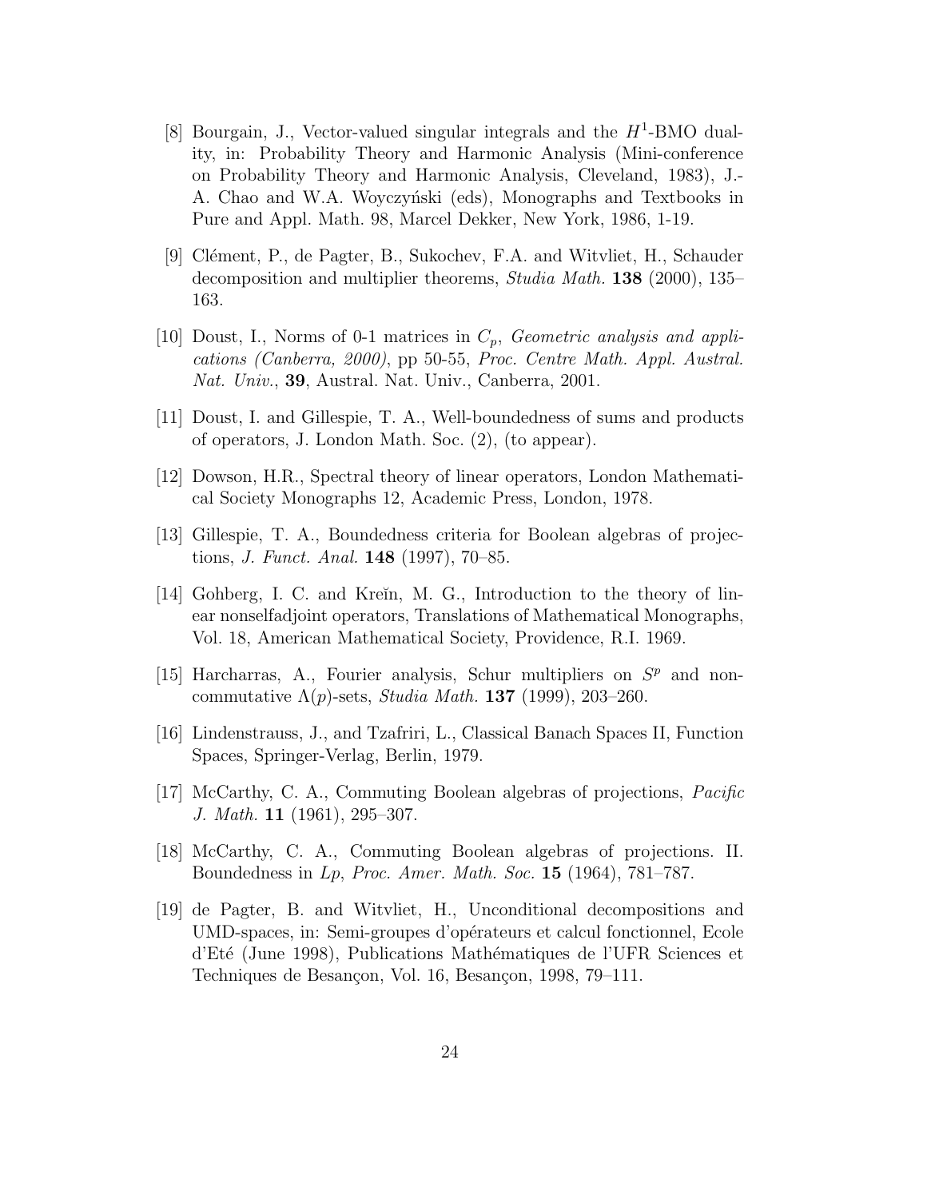[8] Bourgain, J., Vector-valued singular integrals and the $H^1$-BMO duality, in: Probability Theory and Harmonic Analysis (Mini-conference on Probability Theory and Harmonic Analysis, Cleveland, 1983), J.-A. Chao and W.A. Woyczyński (eds), Monographs and Textbooks in Pure and Appl. Math. 98, Marcel Dekker, New York, 1986, 1-19.

[9] Clément, P., de Pagter, B., Sukochev, F.A. and Witvliet, H., Schauder decomposition and multiplier theorems, *Studia Math.* **138** (2000), 135–163.

[10] Doust, I., Norms of 0-1 matrices in $C_p$, *Geometric analysis and applications (Canberra, 2000)*, pp 50-55, *Proc. Centre Math. Appl. Austral. Nat. Univ.*, **39**, Austral. Nat. Univ., Canberra, 2001.

[11] Doust, I. and Gillespie, T. A., Well-boundedness of sums and products of operators, J. London Math. Soc. (2), (to appear).

[12] Dowson, H.R., Spectral theory of linear operators, London Mathematical Society Monographs 12, Academic Press, London, 1978.

[13] Gillespie, T. A., Boundedness criteria for Boolean algebras of projections, *J. Funct. Anal.* **148** (1997), 70–85.

[14] Gohberg, I. C. and Kreĭn, M. G., Introduction to the theory of linear nonselfadjoint operators, Translations of Mathematical Monographs, Vol. 18, American Mathematical Society, Providence, R.I. 1969.

[15] Harcharras, A., Fourier analysis, Schur multipliers on $S^p$ and non-commutative $\Lambda(p)$-sets, *Studia Math.* **137** (1999), 203–260.

[16] Lindenstrauss, J., and Tzafriri, L., Classical Banach Spaces II, Function Spaces, Springer-Verlag, Berlin, 1979.

[17] McCarthy, C. A., Commuting Boolean algebras of projections, *Pacific J. Math.* **11** (1961), 295–307.

[18] McCarthy, C. A., Commuting Boolean algebras of projections. II. Boundedness in $Lp$, *Proc. Amer. Math. Soc.* **15** (1964), 781–787.

[19] de Pagter, B. and Witvliet, H., Unconditional decompositions and UMD-spaces, in: Semi-groupes d'opérateurs et calcul fonctionnel, Ecole d'Eté (June 1998), Publications Mathématiques de l'UFR Sciences et Techniques de Besançon, Vol. 16, Besançon, 1998, 79–111.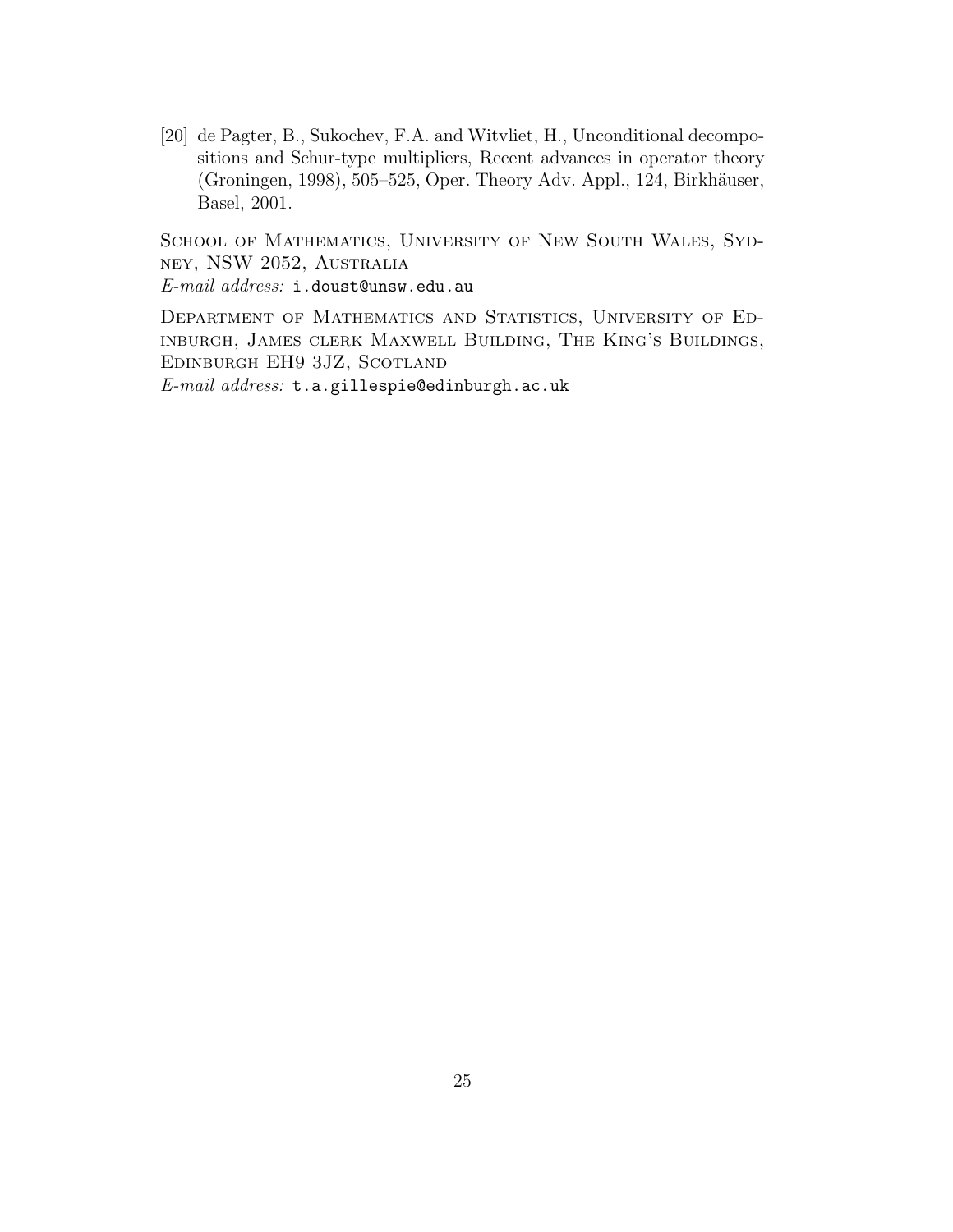[20] de Pagter, B., Sukochev, F.A. and Witvliet, H., Unconditional decompositions and Schur-type multipliers, Recent advances in operator theory (Groningen, 1998), 505–525, Oper. Theory Adv. Appl., 124, Birkhäuser, Basel, 2001.

School of Mathematics, University of New South Wales, Sydney, NSW 2052, Australia
*E-mail address:* i.doust@unsw.edu.au

Department of Mathematics and Statistics, University of Edinburgh, James clerk Maxwell Building, The King's Buildings, Edinburgh EH9 3JZ, Scotland
*E-mail address:* t.a.gillespie@edinburgh.ac.uk